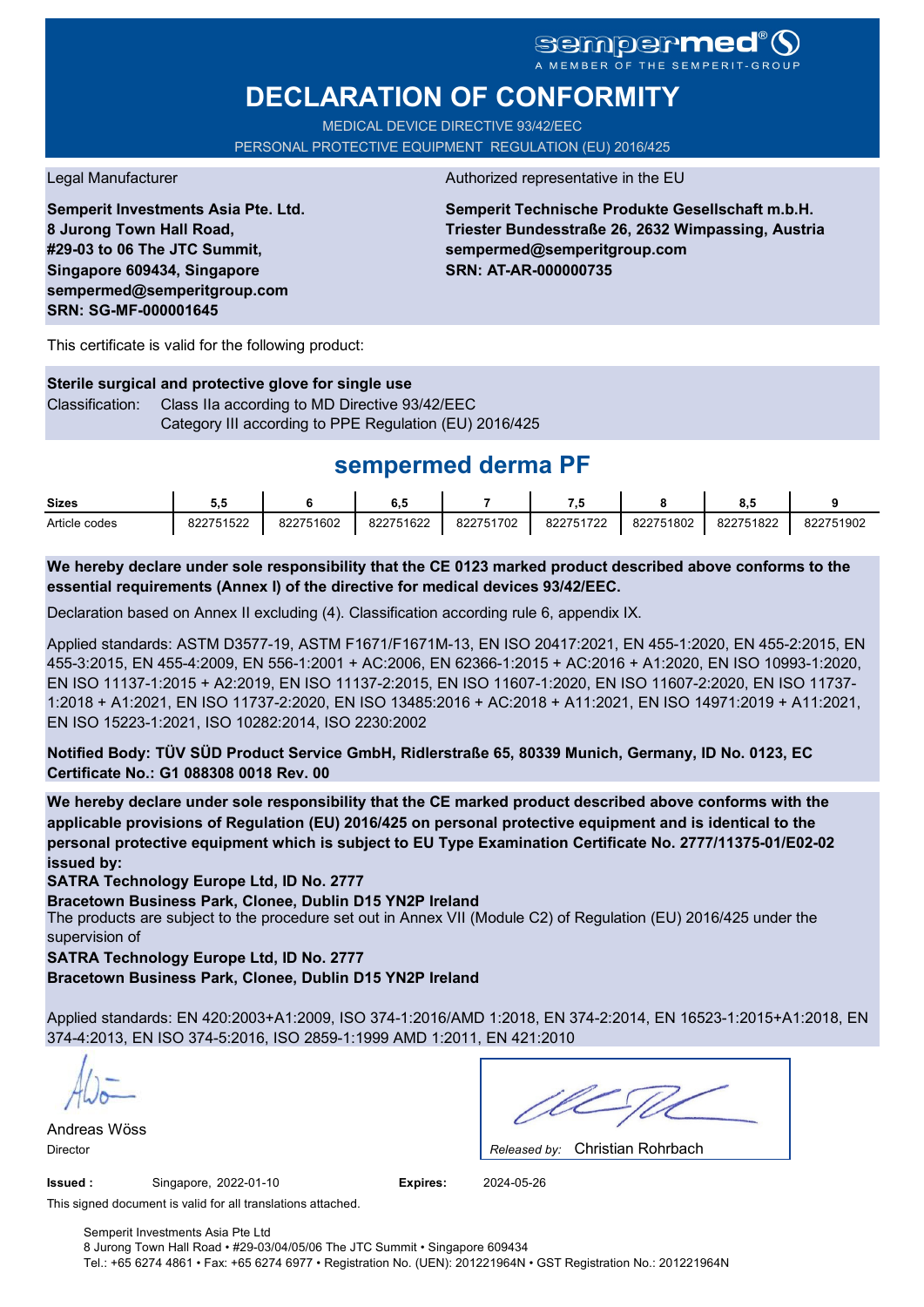sempermed®
A MEMBER OF THE SEMPERIT-GROUP

# DECLARATION OF CONFORMITY

MEDICAL DEVICE DIRECTIVE 93/42/EEC
PERSONAL PROTECTIVE EQUIPMENT REGULATION (EU) 2016/425

Legal Manufacturer

**Semperit Investments Asia Pte. Ltd.**
**8 Jurong Town Hall Road,**
**#29-03 to 06 The JTC Summit,**
**Singapore 609434, Singapore**
**sempermed@semperitgroup.com**
**SRN: SG-MF-000001645**

Authorized representative in the EU

**Semperit Technische Produkte Gesellschaft m.b.H.**
**Triester Bundesstraße 26, 2632 Wimpassing, Austria**
**sempermed@semperitgroup.com**
**SRN: AT-AR-000000735**

This certificate is valid for the following product:

**Sterile surgical and protective glove for single use**

Classification: Class IIa according to MD Directive 93/42/EEC
Category III according to PPE Regulation (EU) 2016/425

## sempermed derma PF

| Sizes | 5,5 | 6 | 6,5 | 7 | 7,5 | 8 | 8,5 | 9 |
|---|---|---|---|---|---|---|---|---|
| Article codes | 822751522 | 822751602 | 822751622 | 822751702 | 822751722 | 822751802 | 822751822 | 822751902 |

**We hereby declare under sole responsibility that the CE 0123 marked product described above conforms to the essential requirements (Annex I) of the directive for medical devices 93/42/EEC.**

Declaration based on Annex II excluding (4). Classification according rule 6, appendix IX.

Applied standards: ASTM D3577-19, ASTM F1671/F1671M-13, EN ISO 20417:2021, EN 455-1:2020, EN 455-2:2015, EN 455-3:2015, EN 455-4:2009, EN 556-1:2001 + AC:2006, EN 62366-1:2015 + AC:2016 + A1:2020, EN ISO 10993-1:2020, EN ISO 11137-1:2015 + A2:2019, EN ISO 11137-2:2015, EN ISO 11607-1:2020, EN ISO 11607-2:2020, EN ISO 11737-1:2018 + A1:2021, EN ISO 11737-2:2020, EN ISO 13485:2016 + AC:2018 + A11:2021, EN ISO 14971:2019 + A11:2021, EN ISO 15223-1:2021, ISO 10282:2014, ISO 2230:2002

**Notified Body: TÜV SÜD Product Service GmbH, Ridlerstraße 65, 80339 Munich, Germany, ID No. 0123, EC Certificate No.: G1 088308 0018 Rev. 00**

**We hereby declare under sole responsibility that the CE marked product described above conforms with the applicable provisions of Regulation (EU) 2016/425 on personal protective equipment and is identical to the personal protective equipment which is subject to EU Type Examination Certificate No. 2777/11375-01/E02-02 issued by:**

**SATRA Technology Europe Ltd, ID No. 2777**
**Bracetown Business Park, Clonee, Dublin D15 YN2P Ireland**

The products are subject to the procedure set out in Annex VII (Module C2) of Regulation (EU) 2016/425 under the supervision of

**SATRA Technology Europe Ltd, ID No. 2777**
**Bracetown Business Park, Clonee, Dublin D15 YN2P Ireland**

Applied standards: EN 420:2003+A1:2009, ISO 374-1:2016/AMD 1:2018, EN 374-2:2014, EN 16523-1:2015+A1:2018, EN 374-4:2013, EN ISO 374-5:2016, ISO 2859-1:1999 AMD 1:2011, EN 421:2010

Andreas Wöss
Director

*Released by:* Christian Rohrbach

**Issued :** Singapore, 2022-01-10 **Expires:** 2024-05-26

This signed document is valid for all translations attached.

Semperit Investments Asia Pte Ltd
8 Jurong Town Hall Road • #29-03/04/05/06 The JTC Summit • Singapore 609434
Tel.: +65 6274 4861 • Fax: +65 6274 6977 • Registration No. (UEN): 201221964N • GST Registration No.: 201221964N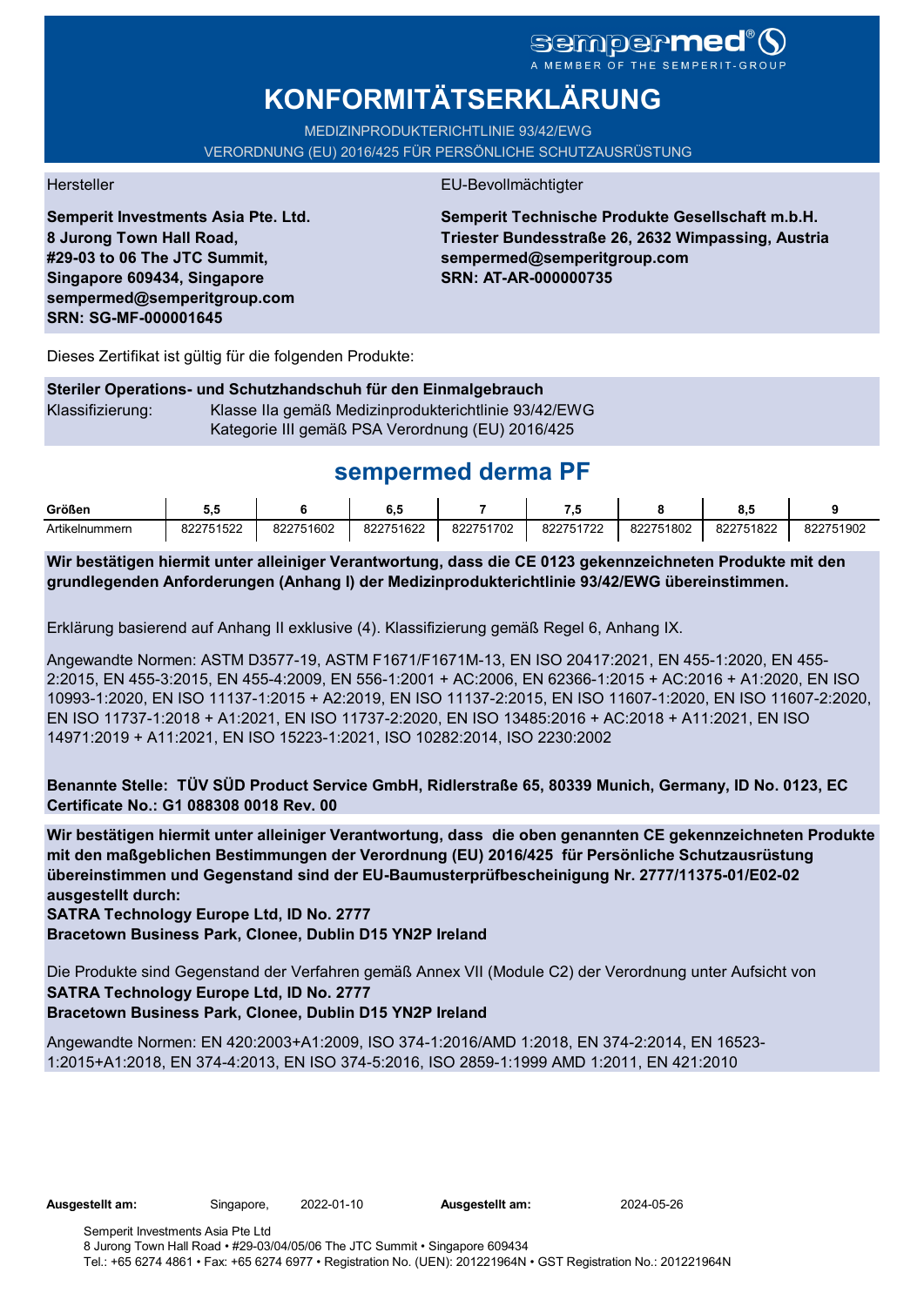sempermed®

A MEMBER OF THE SEMPERIT-GROUP

# KONFORMITÄTSERKLÄRUNG

MEDIZINPRODUKTERICHTLINIE 93/42/EWG

VERORDNUNG (EU) 2016/425 FÜR PERSÖNLICHE SCHUTZAUSRÜSTUNG

Hersteller

**Semperit Investments Asia Pte. Ltd.**
**8 Jurong Town Hall Road,**
**#29-03 to 06 The JTC Summit,**
**Singapore 609434, Singapore**
**sempermed@semperitgroup.com**
**SRN: SG-MF-000001645**

EU-Bevollmächtigter

**Semperit Technische Produkte Gesellschaft m.b.H.**
**Triester Bundesstraße 26, 2632 Wimpassing, Austria**
**sempermed@semperitgroup.com**
**SRN: AT-AR-000000735**

Dieses Zertifikat ist gültig für die folgenden Produkte:

**Steriler Operations- und Schutzhandschuh für den Einmalgebrauch**

Klassifizierung: Klasse IIa gemäß Medizinprodukterichtlinie 93/42/EWG
Kategorie III gemäß PSA Verordnung (EU) 2016/425

## sempermed derma PF

| Größen | 5,5 | 6 | 6,5 | 7 | 7,5 | 8 | 8,5 | 9 |
|---|---|---|---|---|---|---|---|---|
| Artikelnummern | 822751522 | 822751602 | 822751622 | 822751702 | 822751722 | 822751802 | 822751822 | 822751902 |

**Wir bestätigen hiermit unter alleiniger Verantwortung, dass die CE 0123 gekennzeichneten Produkte mit den grundlegenden Anforderungen (Anhang I) der Medizinprodukterichtlinie 93/42/EWG übereinstimmen.**

Erklärung basierend auf Anhang II exklusive (4). Klassifizierung gemäß Regel 6, Anhang IX.

Angewandte Normen: ASTM D3577-19, ASTM F1671/F1671M-13, EN ISO 20417:2021, EN 455-1:2020, EN 455-2:2015, EN 455-3:2015, EN 455-4:2009, EN 556-1:2001 + AC:2006, EN 62366-1:2015 + AC:2016 + A1:2020, EN ISO 10993-1:2020, EN ISO 11137-1:2015 + A2:2019, EN ISO 11137-2:2015, EN ISO 11607-1:2020, EN ISO 11607-2:2020, EN ISO 11737-1:2018 + A1:2021, EN ISO 11737-2:2020, EN ISO 13485:2016 + AC:2018 + A11:2021, EN ISO 14971:2019 + A11:2021, EN ISO 15223-1:2021, ISO 10282:2014, ISO 2230:2002

**Benannte Stelle: TÜV SÜD Product Service GmbH, Ridlerstraße 65, 80339 Munich, Germany, ID No. 0123, EC Certificate No.: G1 088308 0018 Rev. 00**

**Wir bestätigen hiermit unter alleiniger Verantwortung, dass die oben genannten CE gekennzeichneten Produkte mit den maßgeblichen Bestimmungen der Verordnung (EU) 2016/425 für Persönliche Schutzausrüstung übereinstimmen und Gegenstand sind der EU-Baumusterprüfbescheinigung Nr. 2777/11375-01/E02-02 ausgestellt durch:**
**SATRA Technology Europe Ltd, ID No. 2777**
**Bracetown Business Park, Clonee, Dublin D15 YN2P Ireland**

Die Produkte sind Gegenstand der Verfahren gemäß Annex VII (Module C2) der Verordnung unter Aufsicht von
**SATRA Technology Europe Ltd, ID No. 2777**
**Bracetown Business Park, Clonee, Dublin D15 YN2P Ireland**

Angewandte Normen: EN 420:2003+A1:2009, ISO 374-1:2016/AMD 1:2018, EN 374-2:2014, EN 16523-1:2015+A1:2018, EN 374-4:2013, EN ISO 374-5:2016, ISO 2859-1:1999 AMD 1:2011, EN 421:2010

**Ausgestellt am:** Singapore, 2022-01-10 **Ausgestellt am:** 2024-05-26

Semperit Investments Asia Pte Ltd
8 Jurong Town Hall Road • #29-03/04/05/06 The JTC Summit • Singapore 609434
Tel.: +65 6274 4861 • Fax: +65 6274 6977 • Registration No. (UEN): 201221964N • GST Registration No.: 201221964N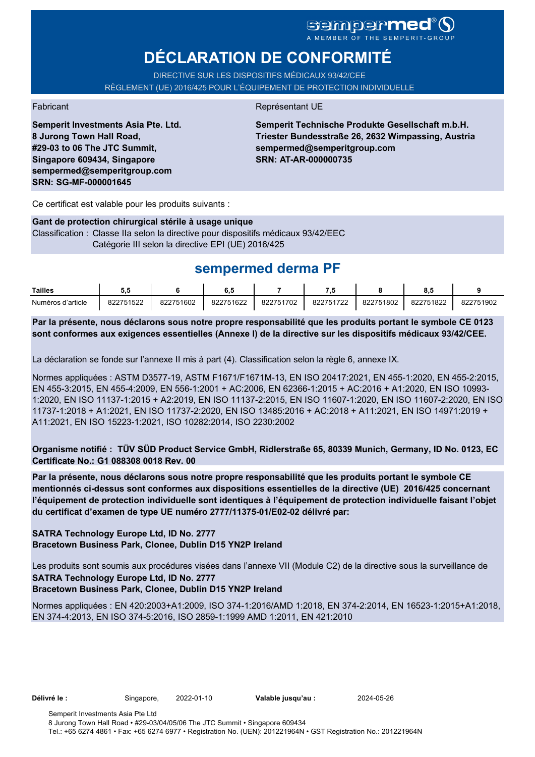sempermed®

A MEMBER OF THE SEMPERIT-GROUP

# DÉCLARATION DE CONFORMITÉ

DIRECTIVE SUR LES DISPOSITIFS MÉDICAUX 93/42/CEE

RÈGLEMENT (UE) 2016/425 POUR L'ÉQUIPEMENT DE PROTECTION INDIVIDUELLE

Fabricant

**Semperit Investments Asia Pte. Ltd.**
**8 Jurong Town Hall Road,**
**#29-03 to 06 The JTC Summit,**
**Singapore 609434, Singapore**
**sempermed@semperitgroup.com**
**SRN: SG-MF-000001645**

Représentant UE

**Semperit Technische Produkte Gesellschaft m.b.H.**
**Triester Bundesstraße 26, 2632 Wimpassing, Austria**
**sempermed@semperitgroup.com**
**SRN: AT-AR-000000735**

Ce certificat est valable pour les produits suivants :

**Gant de protection chirurgical stérile à usage unique**
Classification : Classe IIa selon la directive pour dispositifs médicaux 93/42/EEC
Catégorie III selon la directive EPI (UE) 2016/425

## sempermed derma PF

| Tailles | 5,5 | 6 | 6,5 | 7 | 7,5 | 8 | 8,5 | 9 |
|---|---|---|---|---|---|---|---|---|
| Numéros d'article | 822751522 | 822751602 | 822751622 | 822751702 | 822751722 | 822751802 | 822751822 | 822751902 |

**Par la présente, nous déclarons sous notre propre responsabilité que les produits portant le symbole CE 0123 sont conformes aux exigences essentielles (Annexe I) de la directive sur les dispositifs médicaux 93/42/CEE.**

La déclaration se fonde sur l'annexe II mis à part (4). Classification selon la règle 6, annexe IX.

Normes appliquées : ASTM D3577-19, ASTM F1671/F1671M-13, EN ISO 20417:2021, EN 455-1:2020, EN 455-2:2015, EN 455-3:2015, EN 455-4:2009, EN 556-1:2001 + AC:2006, EN 62366-1:2015 + AC:2016 + A1:2020, EN ISO 10993-1:2020, EN ISO 11137-1:2015 + A2:2019, EN ISO 11137-2:2015, EN ISO 11607-1:2020, EN ISO 11607-2:2020, EN ISO 11737-1:2018 + A1:2021, EN ISO 11737-2:2020, EN ISO 13485:2016 + AC:2018 + A11:2021, EN ISO 14971:2019 + A11:2021, EN ISO 15223-1:2021, ISO 10282:2014, ISO 2230:2002

**Organisme notifié : TÜV SÜD Product Service GmbH, Ridlerstraße 65, 80339 Munich, Germany, ID No. 0123, EC Certificate No.: G1 088308 0018 Rev. 00**

**Par la présente, nous déclarons sous notre propre responsabilité que les produits portant le symbole CE mentionnés ci-dessus sont conformes aux dispositions essentielles de la directive (UE) 2016/425 concernant l'équipement de protection individuelle sont identiques à l'équipement de protection individuelle faisant l'objet du certificat d'examen de type UE numéro 2777/11375-01/E02-02 délivré par:**

**SATRA Technology Europe Ltd, ID No. 2777**
**Bracetown Business Park, Clonee, Dublin D15 YN2P Ireland**

Les produits sont soumis aux procédures visées dans l'annexe VII (Module C2) de la directive sous la surveillance de
**SATRA Technology Europe Ltd, ID No. 2777**
**Bracetown Business Park, Clonee, Dublin D15 YN2P Ireland**

Normes appliquées : EN 420:2003+A1:2009, ISO 374-1:2016/AMD 1:2018, EN 374-2:2014, EN 16523-1:2015+A1:2018, EN 374-4:2013, EN ISO 374-5:2016, ISO 2859-1:1999 AMD 1:2011, EN 421:2010

**Délivré le :** Singapore, 2022-01-10 **Valable jusqu'au :** 2024-05-26

Semperit Investments Asia Pte Ltd
8 Jurong Town Hall Road • #29-03/04/05/06 The JTC Summit • Singapore 609434
Tel.: +65 6274 4861 • Fax: +65 6274 6977 • Registration No. (UEN): 201221964N • GST Registration No.: 201221964N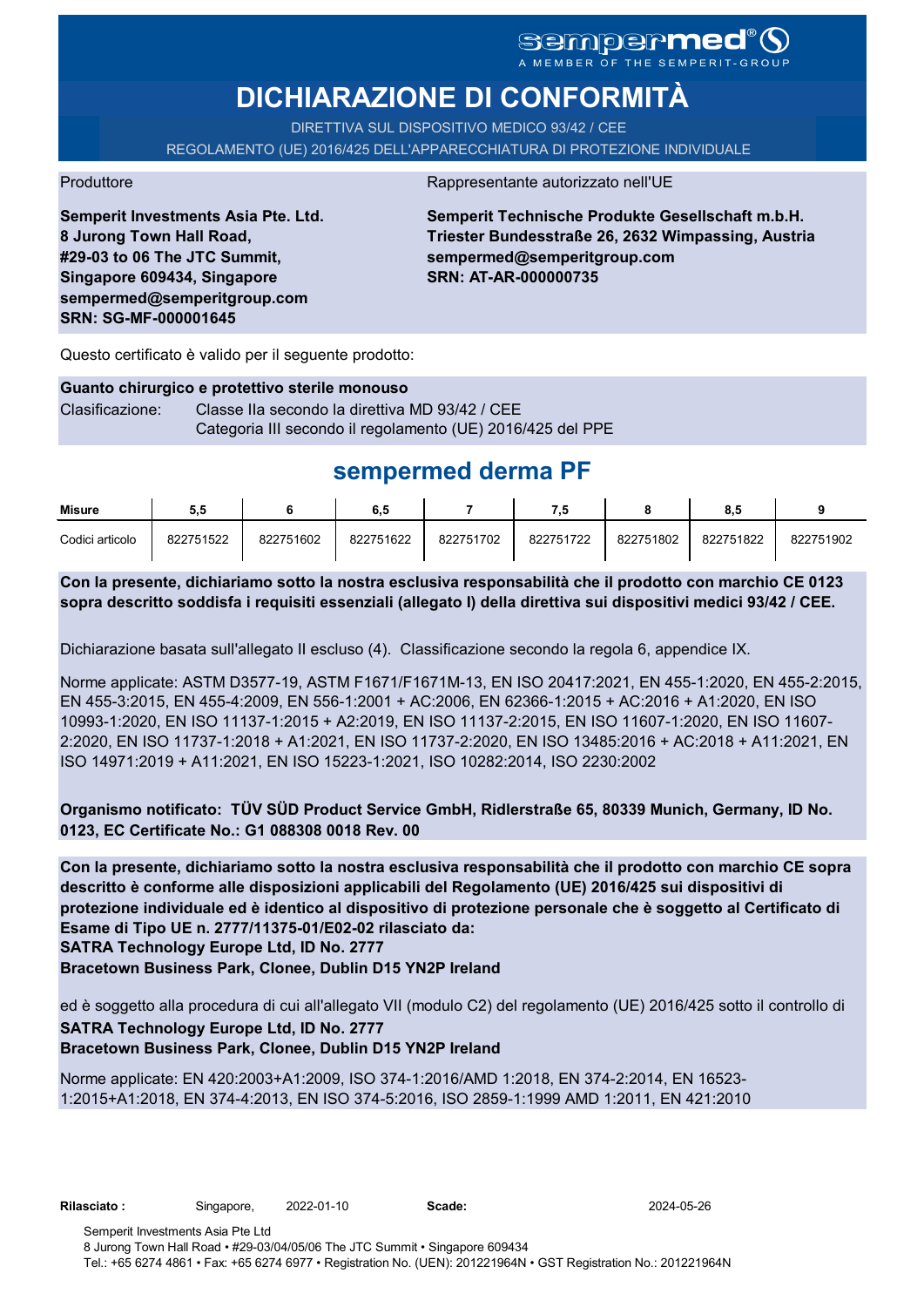sempermed®
A MEMBER OF THE SEMPERIT-GROUP

# DICHIARAZIONE DI CONFORMITÀ

DIRETTIVA SUL DISPOSITIVO MEDICO 93/42 / CEE
REGOLAMENTO (UE) 2016/425 DELL'APPARECCHIATURA DI PROTEZIONE INDIVIDUALE

Produttore

**Semperit Investments Asia Pte. Ltd.**
**8 Jurong Town Hall Road,**
**#29-03 to 06 The JTC Summit,**
**Singapore 609434, Singapore**
**sempermed@semperitgroup.com**
**SRN: SG-MF-000001645**

Rappresentante autorizzato nell'UE

**Semperit Technische Produkte Gesellschaft m.b.H.**
**Triester Bundesstraße 26, 2632 Wimpassing, Austria**
**sempermed@semperitgroup.com**
**SRN: AT-AR-000000735**

Questo certificato è valido per il seguente prodotto:

**Guanto chirurgico e protettivo sterile monouso**

Clasificazione: Classe IIa secondo la direttiva MD 93/42 / CEE
Categoria III secondo il regolamento (UE) 2016/425 del PPE

## sempermed derma PF

| Misure | 5,5 | 6 | 6,5 | 7 | 7,5 | 8 | 8,5 | 9 |
|---|---|---|---|---|---|---|---|---|
| Codici articolo | 822751522 | 822751602 | 822751622 | 822751702 | 822751722 | 822751802 | 822751822 | 822751902 |

**Con la presente, dichiariamo sotto la nostra esclusiva responsabilità che il prodotto con marchio CE 0123 sopra descritto soddisfa i requisiti essenziali (allegato I) della direttiva sui dispositivi medici 93/42 / CEE.**

Dichiarazione basata sull'allegato II escluso (4). Classificazione secondo la regola 6, appendice IX.

Norme applicate: ASTM D3577-19, ASTM F1671/F1671M-13, EN ISO 20417:2021, EN 455-1:2020, EN 455-2:2015, EN 455-3:2015, EN 455-4:2009, EN 556-1:2001 + AC:2006, EN 62366-1:2015 + AC:2016 + A1:2020, EN ISO 10993-1:2020, EN ISO 11137-1:2015 + A2:2019, EN ISO 11137-2:2015, EN ISO 11607-1:2020, EN ISO 11607-2:2020, EN ISO 11737-1:2018 + A1:2021, EN ISO 11737-2:2020, EN ISO 13485:2016 + AC:2018 + A11:2021, EN ISO 14971:2019 + A11:2021, EN ISO 15223-1:2021, ISO 10282:2014, ISO 2230:2002

**Organismo notificato: TÜV SÜD Product Service GmbH, Ridlerstraße 65, 80339 Munich, Germany, ID No. 0123, EC Certificate No.: G1 088308 0018 Rev. 00**

**Con la presente, dichiariamo sotto la nostra esclusiva responsabilità che il prodotto con marchio CE sopra descritto è conforme alle disposizioni applicabili del Regolamento (UE) 2016/425 sui dispositivi di protezione individuale ed è identico al dispositivo di protezione personale che è soggetto al Certificato di Esame di Tipo UE n. 2777/11375-01/E02-02 rilasciato da:**
**SATRA Technology Europe Ltd, ID No. 2777**
**Bracetown Business Park, Clonee, Dublin D15 YN2P Ireland**

ed è soggetto alla procedura di cui all'allegato VII (modulo C2) del regolamento (UE) 2016/425 sotto il controllo di
**SATRA Technology Europe Ltd, ID No. 2777**
**Bracetown Business Park, Clonee, Dublin D15 YN2P Ireland**

Norme applicate: EN 420:2003+A1:2009, ISO 374-1:2016/AMD 1:2018, EN 374-2:2014, EN 16523-1:2015+A1:2018, EN 374-4:2013, EN ISO 374-5:2016, ISO 2859-1:1999 AMD 1:2011, EN 421:2010

**Rilasciato :** Singapore, 2022-01-10 **Scade:** 2024-05-26

Semperit Investments Asia Pte Ltd
8 Jurong Town Hall Road • #29-03/04/05/06 The JTC Summit • Singapore 609434
Tel.: +65 6274 4861 • Fax: +65 6274 6977 • Registration No. (UEN): 201221964N • GST Registration No.: 201221964N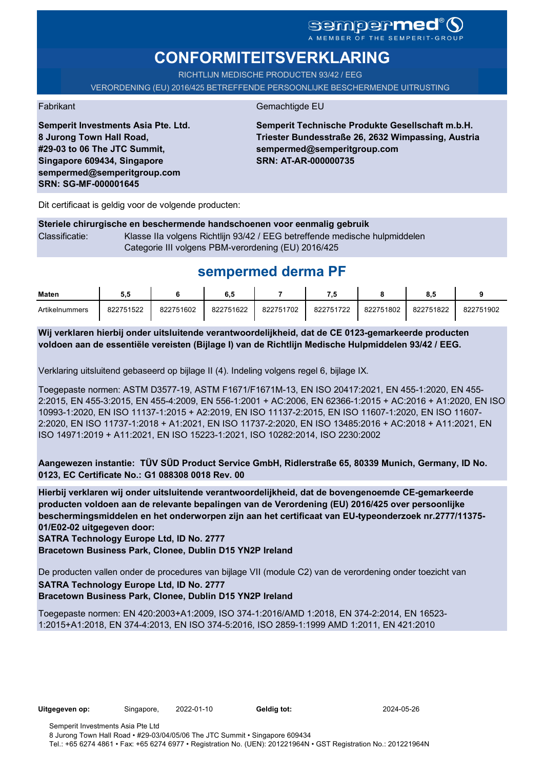sempermed®
A MEMBER OF THE SEMPERIT-GROUP

# CONFORMITEITSVERKLARING

RICHTLIJN MEDISCHE PRODUCTEN 93/42 / EEG

VERORDENING (EU) 2016/425 BETREFFENDE PERSOONLIJKE BESCHERMENDE UITRUSTING

Fabrikant

**Semperit Investments Asia Pte. Ltd.**
**8 Jurong Town Hall Road,**
**#29-03 to 06 The JTC Summit,**
**Singapore 609434, Singapore**
**sempermed@semperitgroup.com**
**SRN: SG-MF-000001645**

Gemachtigde EU

**Semperit Technische Produkte Gesellschaft m.b.H.**
**Triester Bundesstraße 26, 2632 Wimpassing, Austria**
**sempermed@semperitgroup.com**
**SRN: AT-AR-000000735**

Dit certificaat is geldig voor de volgende producten:

**Steriele chirurgische en beschermende handschoenen voor eenmalig gebruik**

Classificatie: Klasse IIa volgens Richtlijn 93/42 / EEG betreffende medische hulpmiddelen
Categorie III volgens PBM-verordening (EU) 2016/425

## sempermed derma PF

| Maten | 5,5 | 6 | 6,5 | 7 | 7,5 | 8 | 8,5 | 9 |
|---|---|---|---|---|---|---|---|---|
| Artikelnummers | 822751522 | 822751602 | 822751622 | 822751702 | 822751722 | 822751802 | 822751822 | 822751902 |

**Wij verklaren hierbij onder uitsluitende verantwoordelijkheid, dat de CE 0123-gemarkeerde producten voldoen aan de essentiële vereisten (Bijlage I) van de Richtlijn Medische Hulpmiddelen 93/42 / EEG.**

Verklaring uitsluitend gebaseerd op bijlage II (4). Indeling volgens regel 6, bijlage IX.

Toegepaste normen: ASTM D3577-19, ASTM F1671/F1671M-13, EN ISO 20417:2021, EN 455-1:2020, EN 455-2:2015, EN 455-3:2015, EN 455-4:2009, EN 556-1:2001 + AC:2006, EN 62366-1:2015 + AC:2016 + A1:2020, EN ISO 10993-1:2020, EN ISO 11137-1:2015 + A2:2019, EN ISO 11137-2:2015, EN ISO 11607-1:2020, EN ISO 11607-2:2020, EN ISO 11737-1:2018 + A1:2021, EN ISO 11737-2:2020, EN ISO 13485:2016 + AC:2018 + A11:2021, EN ISO 14971:2019 + A11:2021, EN ISO 15223-1:2021, ISO 10282:2014, ISO 2230:2002

**Aangewezen instantie: TÜV SÜD Product Service GmbH, Ridlerstraße 65, 80339 Munich, Germany, ID No. 0123, EC Certificate No.: G1 088308 0018 Rev. 00**

**Hierbij verklaren wij onder uitsluitende verantwoordelijkheid, dat de bovengenoemde CE-gemarkeerde producten voldoen aan de relevante bepalingen van de Verordening (EU) 2016/425 over persoonlijke beschermingsmiddelen en het onderworpen zijn aan het certificaat van EU-typeonderzoek nr.2777/11375-01/E02-02 uitgegeven door:**
**SATRA Technology Europe Ltd, ID No. 2777**
**Bracetown Business Park, Clonee, Dublin D15 YN2P Ireland**

De producten vallen onder de procedures van bijlage VII (module C2) van de verordening onder toezicht van
**SATRA Technology Europe Ltd, ID No. 2777**
**Bracetown Business Park, Clonee, Dublin D15 YN2P Ireland**

Toegepaste normen: EN 420:2003+A1:2009, ISO 374-1:2016/AMD 1:2018, EN 374-2:2014, EN 16523-1:2015+A1:2018, EN 374-4:2013, EN ISO 374-5:2016, ISO 2859-1:1999 AMD 1:2011, EN 421:2010

**Uitgegeven op:** Singapore, 2022-01-10 **Geldig tot:** 2024-05-26

Semperit Investments Asia Pte Ltd
8 Jurong Town Hall Road • #29-03/04/05/06 The JTC Summit • Singapore 609434
Tel.: +65 6274 4861 • Fax: +65 6274 6977 • Registration No. (UEN): 201221964N • GST Registration No.: 201221964N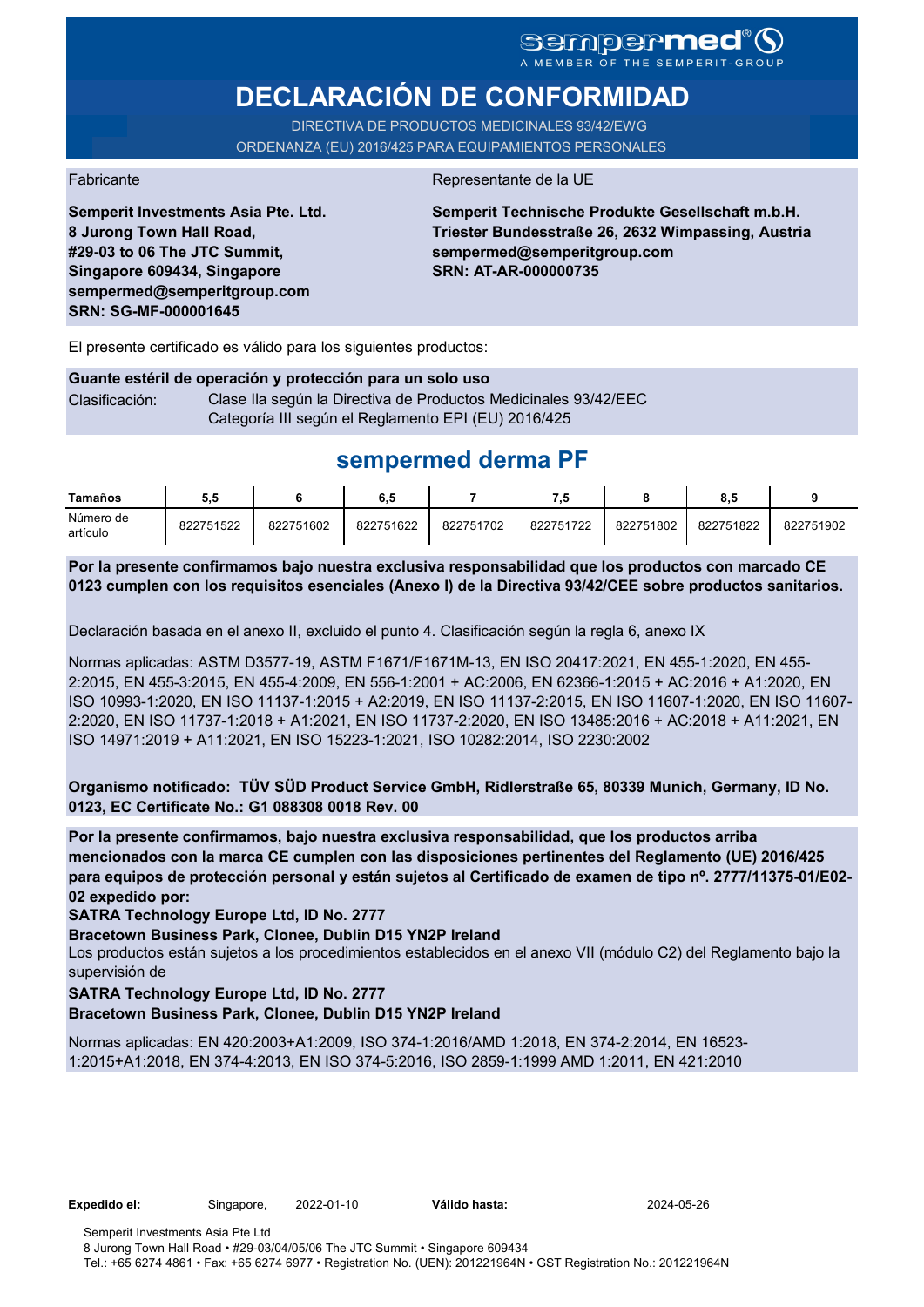sempermed®
A MEMBER OF THE SEMPERIT-GROUP

# DECLARACIÓN DE CONFORMIDAD

DIRECTIVA DE PRODUCTOS MEDICINALES 93/42/EWG
ORDENANZA (EU) 2016/425 PARA EQUIPAMIENTOS PERSONALES

Fabricante

**Semperit Investments Asia Pte. Ltd.**
**8 Jurong Town Hall Road,**
**#29-03 to 06 The JTC Summit,**
**Singapore 609434, Singapore**
**sempermed@semperitgroup.com**
**SRN: SG-MF-000001645**

Representante de la UE

**Semperit Technische Produkte Gesellschaft m.b.H.**
**Triester Bundesstraße 26, 2632 Wimpassing, Austria**
**sempermed@semperitgroup.com**
**SRN: AT-AR-000000735**

El presente certificado es válido para los siguientes productos:

**Guante estéril de operación y protección para un solo uso**

Clasificación: Clase IIa según la Directiva de Productos Medicinales 93/42/EEC
Categoría III según el Reglamento EPI (EU) 2016/425

## sempermed derma PF

| Tamaños | 5,5 | 6 | 6,5 | 7 | 7,5 | 8 | 8,5 | 9 |
|---|---|---|---|---|---|---|---|---|
| Número de artículo | 822751522 | 822751602 | 822751622 | 822751702 | 822751722 | 822751802 | 822751822 | 822751902 |

**Por la presente confirmamos bajo nuestra exclusiva responsabilidad que los productos con marcado CE 0123 cumplen con los requisitos esenciales (Anexo I) de la Directiva 93/42/CEE sobre productos sanitarios.**

Declaración basada en el anexo II, excluido el punto 4. Clasificación según la regla 6, anexo IX

Normas aplicadas: ASTM D3577-19, ASTM F1671/F1671M-13, EN ISO 20417:2021, EN 455-1:2020, EN 455-2:2015, EN 455-3:2015, EN 455-4:2009, EN 556-1:2001 + AC:2006, EN 62366-1:2015 + AC:2016 + A1:2020, EN ISO 10993-1:2020, EN ISO 11137-1:2015 + A2:2019, EN ISO 11137-2:2015, EN ISO 11607-1:2020, EN ISO 11607-2:2020, EN ISO 11737-1:2018 + A1:2021, EN ISO 11737-2:2020, EN ISO 13485:2016 + AC:2018 + A11:2021, EN ISO 14971:2019 + A11:2021, EN ISO 15223-1:2021, ISO 10282:2014, ISO 2230:2002

**Organismo notificado: TÜV SÜD Product Service GmbH, Ridlerstraße 65, 80339 Munich, Germany, ID No. 0123, EC Certificate No.: G1 088308 0018 Rev. 00**

**Por la presente confirmamos, bajo nuestra exclusiva responsabilidad, que los productos arriba mencionados con la marca CE cumplen con las disposiciones pertinentes del Reglamento (UE) 2016/425 para equipos de protección personal y están sujetos al Certificado de examen de tipo nº. 2777/11375-01/E02-02 expedido por:**

**SATRA Technology Europe Ltd, ID No. 2777**

**Bracetown Business Park, Clonee, Dublin D15 YN2P Ireland**

Los productos están sujetos a los procedimientos establecidos en el anexo VII (módulo C2) del Reglamento bajo la supervisión de

**SATRA Technology Europe Ltd, ID No. 2777**

**Bracetown Business Park, Clonee, Dublin D15 YN2P Ireland**

Normas aplicadas: EN 420:2003+A1:2009, ISO 374-1:2016/AMD 1:2018, EN 374-2:2014, EN 16523-1:2015+A1:2018, EN 374-4:2013, EN ISO 374-5:2016, ISO 2859-1:1999 AMD 1:2011, EN 421:2010

**Expedido el:** Singapore, 2022-01-10 **Válido hasta:** 2024-05-26

Semperit Investments Asia Pte Ltd
8 Jurong Town Hall Road • #29-03/04/05/06 The JTC Summit • Singapore 609434
Tel.: +65 6274 4861 • Fax: +65 6274 6977 • Registration No. (UEN): 201221964N • GST Registration No.: 201221964N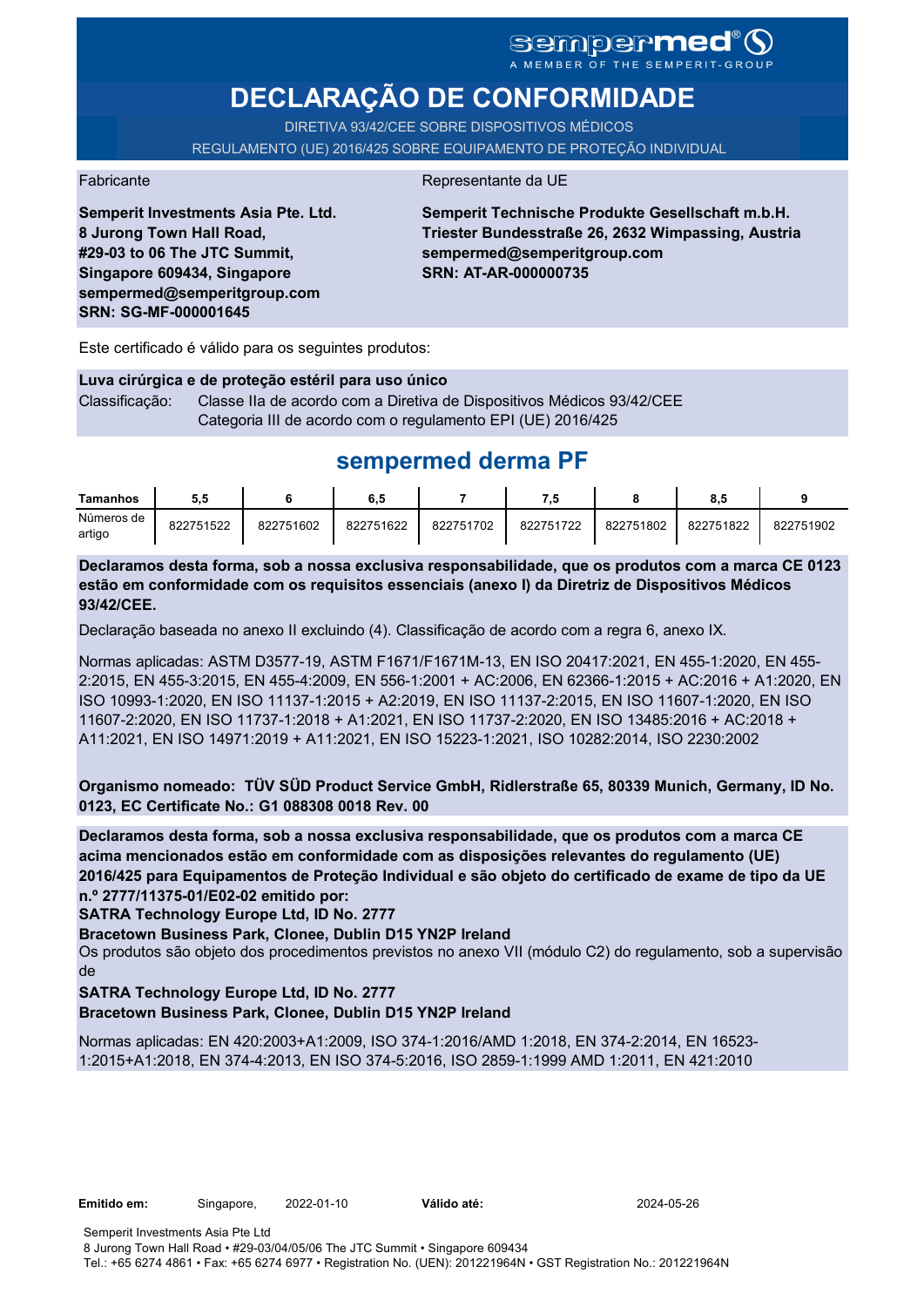sempermed®
A MEMBER OF THE SEMPERIT-GROUP

# DECLARAÇÃO DE CONFORMIDADE

DIRETIVA 93/42/CEE SOBRE DISPOSITIVOS MÉDICOS
REGULAMENTO (UE) 2016/425 SOBRE EQUIPAMENTO DE PROTEÇÃO INDIVIDUAL

Fabricante

**Semperit Investments Asia Pte. Ltd.**
**8 Jurong Town Hall Road,**
**#29-03 to 06 The JTC Summit,**
**Singapore 609434, Singapore**
**sempermed@semperitgroup.com**
**SRN: SG-MF-000001645**

Representante da UE

**Semperit Technische Produkte Gesellschaft m.b.H.**
**Triester Bundesstraße 26, 2632 Wimpassing, Austria**
**sempermed@semperitgroup.com**
**SRN: AT-AR-000000735**

Este certificado é válido para os seguintes produtos:

**Luva cirúrgica e de proteção estéril para uso único**

Classificação: Classe IIa de acordo com a Diretiva de Dispositivos Médicos 93/42/CEE
Categoria III de acordo com o regulamento EPI (UE) 2016/425

## sempermed derma PF

| Tamanhos | 5,5 | 6 | 6,5 | 7 | 7,5 | 8 | 8,5 | 9 |
|---|---|---|---|---|---|---|---|---|
| Números de artigo | 822751522 | 822751602 | 822751622 | 822751702 | 822751722 | 822751802 | 822751822 | 822751902 |

**Declaramos desta forma, sob a nossa exclusiva responsabilidade, que os produtos com a marca CE 0123 estão em conformidade com os requisitos essenciais (anexo I) da Diretriz de Dispositivos Médicos 93/42/CEE.**

Declaração baseada no anexo II excluindo (4). Classificação de acordo com a regra 6, anexo IX.

Normas aplicadas: ASTM D3577-19, ASTM F1671/F1671M-13, EN ISO 20417:2021, EN 455-1:2020, EN 455-2:2015, EN 455-3:2015, EN 455-4:2009, EN 556-1:2001 + AC:2006, EN 62366-1:2015 + AC:2016 + A1:2020, EN ISO 10993-1:2020, EN ISO 11137-1:2015 + A2:2019, EN ISO 11137-2:2015, EN ISO 11607-1:2020, EN ISO 11607-2:2020, EN ISO 11737-1:2018 + A1:2021, EN ISO 11737-2:2020, EN ISO 13485:2016 + AC:2018 + A11:2021, EN ISO 14971:2019 + A11:2021, EN ISO 15223-1:2021, ISO 10282:2014, ISO 2230:2002

**Organismo nomeado: TÜV SÜD Product Service GmbH, Ridlerstraße 65, 80339 Munich, Germany, ID No. 0123, EC Certificate No.: G1 088308 0018 Rev. 00**

**Declaramos desta forma, sob a nossa exclusiva responsabilidade, que os produtos com a marca CE acima mencionados estão em conformidade com as disposições relevantes do regulamento (UE) 2016/425 para Equipamentos de Proteção Individual e são objeto do certificado de exame de tipo da UE n.º 2777/11375-01/E02-02 emitido por:**
**SATRA Technology Europe Ltd, ID No. 2777**
**Bracetown Business Park, Clonee, Dublin D15 YN2P Ireland**
Os produtos são objeto dos procedimentos previstos no anexo VII (módulo C2) do regulamento, sob a supervisão de
**SATRA Technology Europe Ltd, ID No. 2777**
**Bracetown Business Park, Clonee, Dublin D15 YN2P Ireland**

Normas aplicadas: EN 420:2003+A1:2009, ISO 374-1:2016/AMD 1:2018, EN 374-2:2014, EN 16523-1:2015+A1:2018, EN 374-4:2013, EN ISO 374-5:2016, ISO 2859-1:1999 AMD 1:2011, EN 421:2010

**Emitido em:** Singapore, 2022-01-10 **Válido até:** 2024-05-26

Semperit Investments Asia Pte Ltd
8 Jurong Town Hall Road • #29-03/04/05/06 The JTC Summit • Singapore 609434
Tel.: +65 6274 4861 • Fax: +65 6274 6977 • Registration No. (UEN): 201221964N • GST Registration No.: 201221964N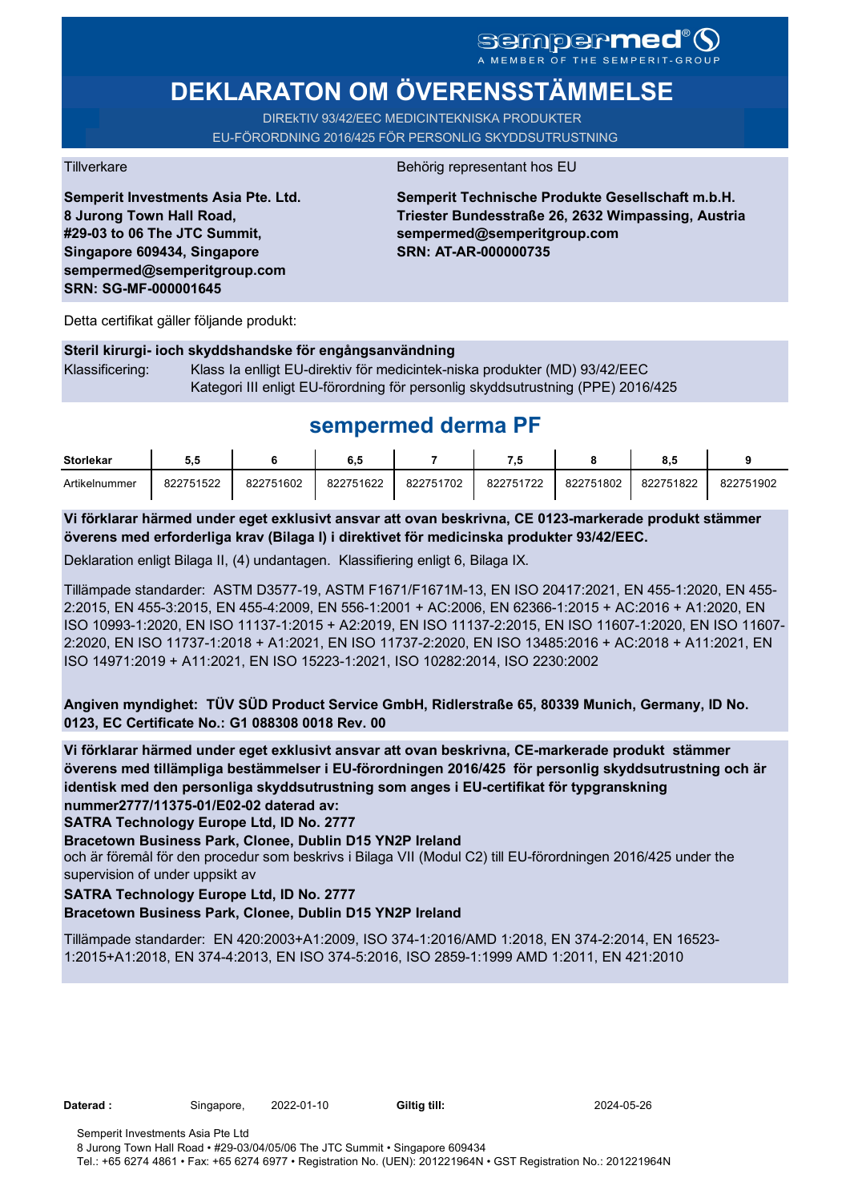sempermed®
A MEMBER OF THE SEMPERIT-GROUP

# DEKLARATON OM ÖVERENSSTÄMMELSE

DIREkTIV 93/42/EEC MEDICINTEKNISKA PRODUKTER
EU-FÖRORDNING 2016/425 FÖR PERSONLIG SKYDDSUTRUSTNING

Tillverkare

**Semperit Investments Asia Pte. Ltd.**
**8 Jurong Town Hall Road,**
**#29-03 to 06 The JTC Summit,**
**Singapore 609434, Singapore**
**sempermed@semperitgroup.com**
**SRN: SG-MF-000001645**

Behörig representant hos EU

**Semperit Technische Produkte Gesellschaft m.b.H.**
**Triester Bundesstraße 26, 2632 Wimpassing, Austria**
**sempermed@semperitgroup.com**
**SRN: AT-AR-000000735**

Detta certifikat gäller följande produkt:

**Steril kirurgi- ioch skyddshandske för engångsanvändning**

Klassificering: Klass Ia enlligt EU-direktiv för medicintek-niska produkter (MD) 93/42/EEC
Kategori III enligt EU-förordning för personlig skyddsutrustning (PPE) 2016/425

## sempermed derma PF

| Storlekar | 5,5 | 6 | 6,5 | 7 | 7,5 | 8 | 8,5 | 9 |
|---|---|---|---|---|---|---|---|---|
| Artikelnummer | 822751522 | 822751602 | 822751622 | 822751702 | 822751722 | 822751802 | 822751822 | 822751902 |

**Vi förklarar härmed under eget exklusivt ansvar att ovan beskrivna, CE 0123-markerade produkt stämmer överens med erforderliga krav (Bilaga I) i direktivet för medicinska produkter 93/42/EEC.**

Deklaration enligt Bilaga II, (4) undantagen. Klassifiering enligt 6, Bilaga IX.

Tillämpade standarder: ASTM D3577-19, ASTM F1671/F1671M-13, EN ISO 20417:2021, EN 455-1:2020, EN 455-2:2015, EN 455-3:2015, EN 455-4:2009, EN 556-1:2001 + AC:2006, EN 62366-1:2015 + AC:2016 + A1:2020, EN ISO 10993-1:2020, EN ISO 11137-1:2015 + A2:2019, EN ISO 11137-2:2015, EN ISO 11607-1:2020, EN ISO 11607-2:2020, EN ISO 11737-1:2018 + A1:2021, EN ISO 11737-2:2020, EN ISO 13485:2016 + AC:2018 + A11:2021, EN ISO 14971:2019 + A11:2021, EN ISO 15223-1:2021, ISO 10282:2014, ISO 2230:2002

**Angiven myndighet: TÜV SÜD Product Service GmbH, Ridlerstraße 65, 80339 Munich, Germany, ID No. 0123, EC Certificate No.: G1 088308 0018 Rev. 00**

**Vi förklarar härmed under eget exklusivt ansvar att ovan beskrivna, CE-markerade produkt stämmer överens med tillämpliga bestämmelser i EU-förordningen 2016/425 för personlig skyddsutrustning och är identisk med den personliga skyddsutrustning som anges i EU-certifikat för typgranskning nummer2777/11375-01/E02-02 daterad av:**
**SATRA Technology Europe Ltd, ID No. 2777**
**Bracetown Business Park, Clonee, Dublin D15 YN2P Ireland**
och är föremål för den procedur som beskrivs i Bilaga VII (Modul C2) till EU-förordningen 2016/425 under the supervision of under uppsikt av
**SATRA Technology Europe Ltd, ID No. 2777**
**Bracetown Business Park, Clonee, Dublin D15 YN2P Ireland**

Tillämpade standarder: EN 420:2003+A1:2009, ISO 374-1:2016/AMD 1:2018, EN 374-2:2014, EN 16523-1:2015+A1:2018, EN 374-4:2013, EN ISO 374-5:2016, ISO 2859-1:1999 AMD 1:2011, EN 421:2010

**Daterad :** Singapore, 2022-01-10 **Giltig till:** 2024-05-26

Semperit Investments Asia Pte Ltd
8 Jurong Town Hall Road • #29-03/04/05/06 The JTC Summit • Singapore 609434
Tel.: +65 6274 4861 • Fax: +65 6274 6977 • Registration No. (UEN): 201221964N • GST Registration No.: 201221964N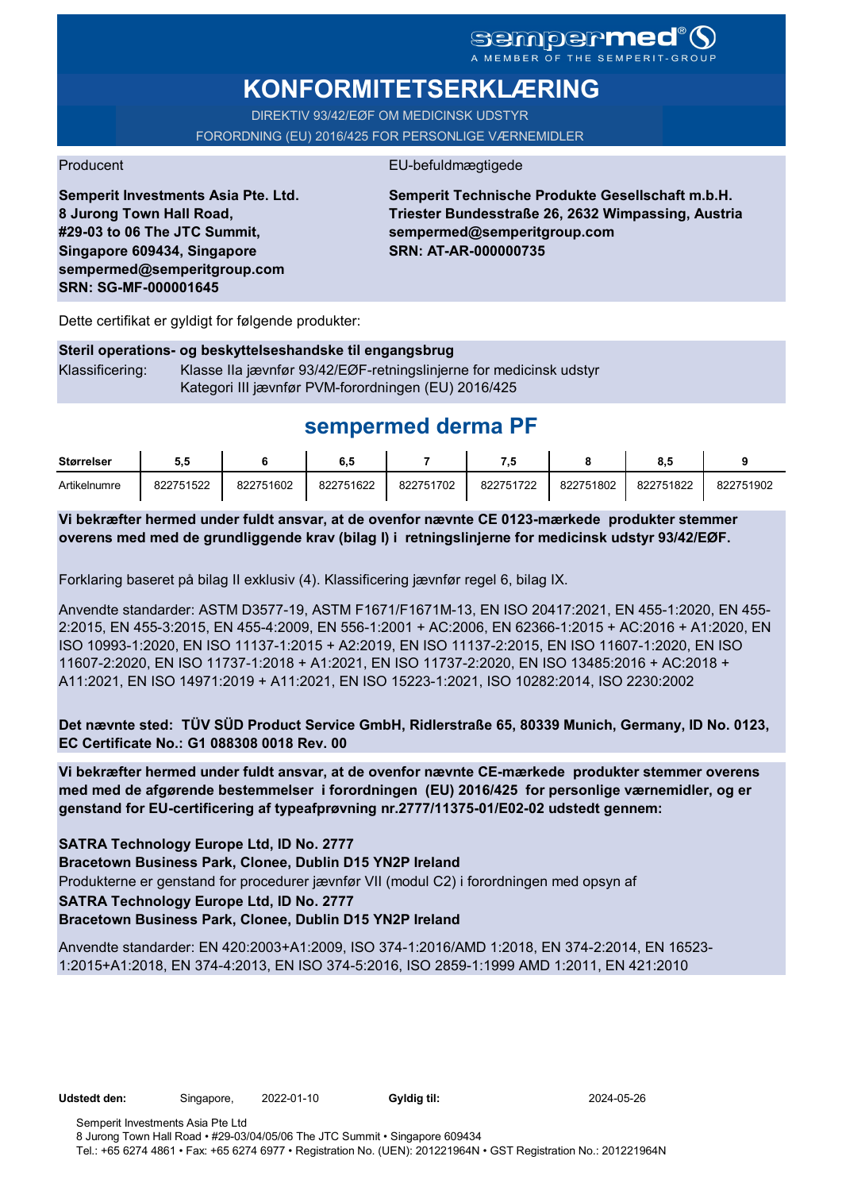sempermed®
A MEMBER OF THE SEMPERIT-GROUP

# KONFORMITETSERKLÆRING

DIREKTIV 93/42/EØF OM MEDICINSK UDSTYR
FORORDNING (EU) 2016/425 FOR PERSONLIGE VÆRNEMIDLER

Producent

**Semperit Investments Asia Pte. Ltd.**
**8 Jurong Town Hall Road,**
**#29-03 to 06 The JTC Summit,**
**Singapore 609434, Singapore**
**sempermed@semperitgroup.com**
**SRN: SG-MF-000001645**

EU-befuldmægtigede

**Semperit Technische Produkte Gesellschaft m.b.H.**
**Triester Bundesstraße 26, 2632 Wimpassing, Austria**
**sempermed@semperitgroup.com**
**SRN: AT-AR-000000735**

Dette certifikat er gyldigt for følgende produkter:

**Steril operations- og beskyttelseshandske til engangsbrug**

Klassificering: Klasse IIa jævnfør 93/42/EØF-retningslinjerne for medicinsk udstyr
Kategori III jævnfør PVM-forordningen (EU) 2016/425

## sempermed derma PF

| Størrelser | 5,5 | 6 | 6,5 | 7 | 7,5 | 8 | 8,5 | 9 |
|---|---|---|---|---|---|---|---|---|
| Artikelnumre | 822751522 | 822751602 | 822751622 | 822751702 | 822751722 | 822751802 | 822751822 | 822751902 |

**Vi bekræfter hermed under fuldt ansvar, at de ovenfor nævnte CE 0123-mærkede produkter stemmer overens med med de grundliggende krav (bilag I) i retningslinjerne for medicinsk udstyr 93/42/EØF.**

Forklaring baseret på bilag II exklusiv (4). Klassificering jævnfør regel 6, bilag IX.

Anvendte standarder: ASTM D3577-19, ASTM F1671/F1671M-13, EN ISO 20417:2021, EN 455-1:2020, EN 455-2:2015, EN 455-3:2015, EN 455-4:2009, EN 556-1:2001 + AC:2006, EN 62366-1:2015 + AC:2016 + A1:2020, EN ISO 10993-1:2020, EN ISO 11137-1:2015 + A2:2019, EN ISO 11137-2:2015, EN ISO 11607-1:2020, EN ISO 11607-2:2020, EN ISO 11737-1:2018 + A1:2021, EN ISO 11737-2:2020, EN ISO 13485:2016 + AC:2018 + A11:2021, EN ISO 14971:2019 + A11:2021, EN ISO 15223-1:2021, ISO 10282:2014, ISO 2230:2002

**Det nævnte sted: TÜV SÜD Product Service GmbH, Ridlerstraße 65, 80339 Munich, Germany, ID No. 0123, EC Certificate No.: G1 088308 0018 Rev. 00**

**Vi bekræfter hermed under fuldt ansvar, at de ovenfor nævnte CE-mærkede produkter stemmer overens med med de afgørende bestemmelser i forordningen (EU) 2016/425 for personlige værnemidler, og er genstand for EU-certificering af typeafprøvning nr.2777/11375-01/E02-02 udstedt gennem:**

**SATRA Technology Europe Ltd, ID No. 2777**
**Bracetown Business Park, Clonee, Dublin D15 YN2P Ireland**
Produkterne er genstand for procedurer jævnfør VII (modul C2) i forordningen med opsyn af
**SATRA Technology Europe Ltd, ID No. 2777**
**Bracetown Business Park, Clonee, Dublin D15 YN2P Ireland**

Anvendte standarder: EN 420:2003+A1:2009, ISO 374-1:2016/AMD 1:2018, EN 374-2:2014, EN 16523-1:2015+A1:2018, EN 374-4:2013, EN ISO 374-5:2016, ISO 2859-1:1999 AMD 1:2011, EN 421:2010

**Udstedt den:** Singapore, 2022-01-10 **Gyldig til:** 2024-05-26

Semperit Investments Asia Pte Ltd
8 Jurong Town Hall Road • #29-03/04/05/06 The JTC Summit • Singapore 609434
Tel.: +65 6274 4861 • Fax: +65 6274 6977 • Registration No. (UEN): 201221964N • GST Registration No.: 201221964N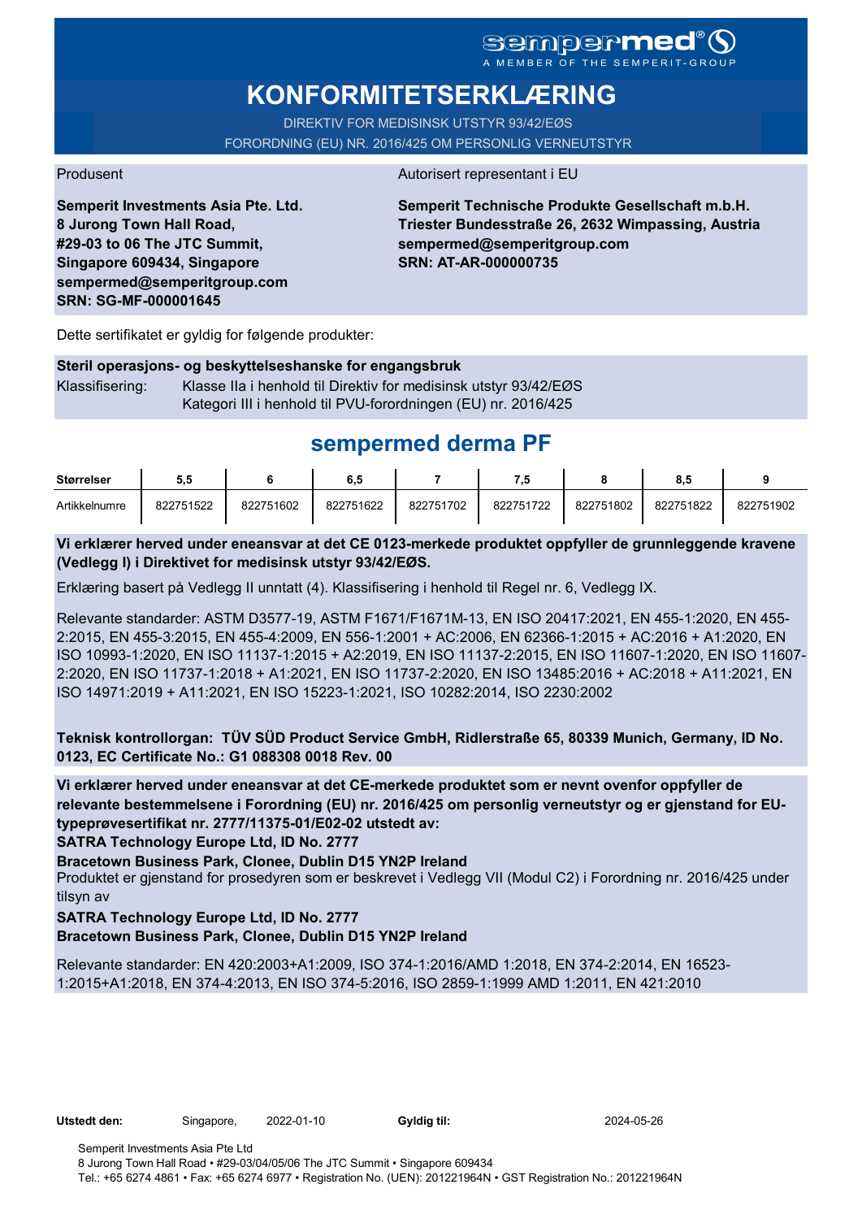sempermed®
A MEMBER OF THE SEMPERIT-GROUP

# KONFORMITETSERKLÆRING

DIREKTIV FOR MEDISINSK UTSTYR 93/42/EØS
FORORDNING (EU) NR. 2016/425 OM PERSONLIG VERNEUTSTYR

Produsent

**Semperit Investments Asia Pte. Ltd.**
**8 Jurong Town Hall Road,**
**#29-03 to 06 The JTC Summit,**
**Singapore 609434, Singapore**
**sempermed@semperitgroup.com**
**SRN: SG-MF-000001645**

Autorisert representant i EU

**Semperit Technische Produkte Gesellschaft m.b.H.**
**Triester Bundesstraße 26, 2632 Wimpassing, Austria**
**sempermed@semperitgroup.com**
**SRN: AT-AR-000000735**

Dette sertifikatet er gyldig for følgende produkter:

**Steril operasjons- og beskyttelseshanske for engangsbruk**

Klassifisering: Klasse IIa i henhold til Direktiv for medisinsk utstyr 93/42/EØS
Kategori III i henhold til PVU-forordningen (EU) nr. 2016/425

## sempermed derma PF

| Størrelser | 5,5 | 6 | 6,5 | 7 | 7,5 | 8 | 8,5 | 9 |
|---|---|---|---|---|---|---|---|---|
| Artikkelnumre | 822751522 | 822751602 | 822751622 | 822751702 | 822751722 | 822751802 | 822751822 | 822751902 |

**Vi erklærer herved under eneansvar at det CE 0123-merkede produktet oppfyller de grunnleggende kravene (Vedlegg I) i Direktivet for medisinsk utstyr 93/42/EØS.**

Erklæring basert på Vedlegg II unntatt (4). Klassifisering i henhold til Regel nr. 6, Vedlegg IX.

Relevante standarder: ASTM D3577-19, ASTM F1671/F1671M-13, EN ISO 20417:2021, EN 455-1:2020, EN 455-2:2015, EN 455-3:2015, EN 455-4:2009, EN 556-1:2001 + AC:2006, EN 62366-1:2015 + AC:2016 + A1:2020, EN ISO 10993-1:2020, EN ISO 11137-1:2015 + A2:2019, EN ISO 11137-2:2015, EN ISO 11607-1:2020, EN ISO 11607-2:2020, EN ISO 11737-1:2018 + A1:2021, EN ISO 11737-2:2020, EN ISO 13485:2016 + AC:2018 + A11:2021, EN ISO 14971:2019 + A11:2021, EN ISO 15223-1:2021, ISO 10282:2014, ISO 2230:2002

**Teknisk kontrollorgan: TÜV SÜD Product Service GmbH, Ridlerstraße 65, 80339 Munich, Germany, ID No. 0123, EC Certificate No.: G1 088308 0018 Rev. 00**

**Vi erklærer herved under eneansvar at det CE-merkede produktet som er nevnt ovenfor oppfyller de relevante bestemmelsene i Forordning (EU) nr. 2016/425 om personlig verneutstyr og er gjenstand for EU-typeprøvesertifikat nr. 2777/11375-01/E02-02 utstedt av:**
**SATRA Technology Europe Ltd, ID No. 2777**
**Bracetown Business Park, Clonee, Dublin D15 YN2P Ireland**
Produktet er gjenstand for prosedyren som er beskrevet i Vedlegg VII (Modul C2) i Forordning nr. 2016/425 under tilsyn av
**SATRA Technology Europe Ltd, ID No. 2777**
**Bracetown Business Park, Clonee, Dublin D15 YN2P Ireland**

Relevante standarder: EN 420:2003+A1:2009, ISO 374-1:2016/AMD 1:2018, EN 374-2:2014, EN 16523-1:2015+A1:2018, EN 374-4:2013, EN ISO 374-5:2016, ISO 2859-1:1999 AMD 1:2011, EN 421:2010

**Utstedt den:** Singapore, 2022-01-10 **Gyldig til:** 2024-05-26

Semperit Investments Asia Pte Ltd
8 Jurong Town Hall Road • #29-03/04/05/06 The JTC Summit • Singapore 609434
Tel.: +65 6274 4861 • Fax: +65 6274 6977 • Registration No. (UEN): 201221964N • GST Registration No.: 201221964N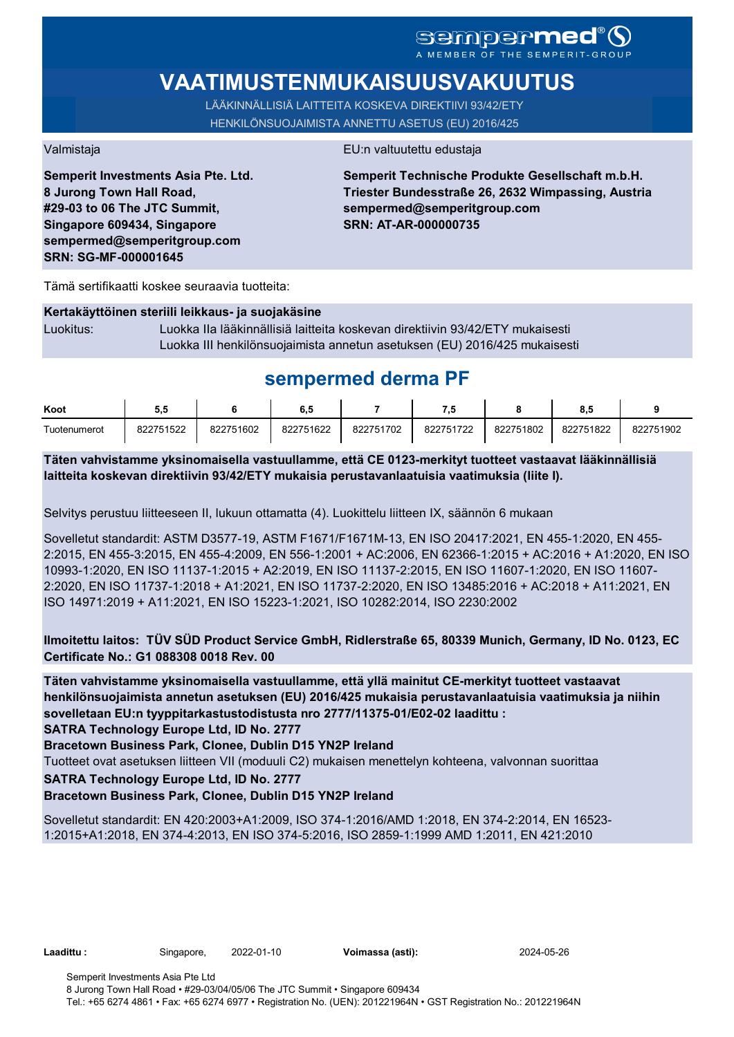sempermed®
A MEMBER OF THE SEMPERIT-GROUP

# VAATIMUSTENMUKAISUUSVAKUUTUS

LÄÄKINNÄLLISIÄ LAITTEITA KOSKEVA DIREKTIIVI 93/42/ETY
HENKILÖNSUOJAIMISTA ANNETTU ASETUS (EU) 2016/425

Valmistaja

**Semperit Investments Asia Pte. Ltd.**
**8 Jurong Town Hall Road,**
**#29-03 to 06 The JTC Summit,**
**Singapore 609434, Singapore**
**sempermed@semperitgroup.com**
**SRN: SG-MF-000001645**

EU:n valtuutettu edustaja

**Semperit Technische Produkte Gesellschaft m.b.H.**
**Triester Bundesstraße 26, 2632 Wimpassing, Austria**
**sempermed@semperitgroup.com**
**SRN: AT-AR-000000735**

Tämä sertifikaatti koskee seuraavia tuotteita:

**Kertakäyttöinen steriili leikkaus- ja suojakäsine**

Luokitus: Luokka IIa lääkinnällisiä laitteita koskevan direktiivin 93/42/ETY mukaisesti
Luokka III henkilönsuojaimista annetun asetuksen (EU) 2016/425 mukaisesti

## sempermed derma PF

| Koot | 5,5 | 6 | 6,5 | 7 | 7,5 | 8 | 8,5 | 9 |
|---|---|---|---|---|---|---|---|---|
| Tuotenumerot | 822751522 | 822751602 | 822751622 | 822751702 | 822751722 | 822751802 | 822751822 | 822751902 |

**Täten vahvistamme yksinomaisella vastuullamme, että CE 0123-merkityt tuotteet vastaavat lääkinnällisiä laitteita koskevan direktiivin 93/42/ETY mukaisia perustavanlaatuisia vaatimuksia (liite I).**

Selvitys perustuu liitteeseen II, lukuun ottamatta (4). Luokittelu liitteen IX, säännön 6 mukaan

Sovelletut standardit: ASTM D3577-19, ASTM F1671/F1671M-13, EN ISO 20417:2021, EN 455-1:2020, EN 455-2:2015, EN 455-3:2015, EN 455-4:2009, EN 556-1:2001 + AC:2006, EN 62366-1:2015 + AC:2016 + A1:2020, EN ISO 10993-1:2020, EN ISO 11137-1:2015 + A2:2019, EN ISO 11137-2:2015, EN ISO 11607-1:2020, EN ISO 11607-2:2020, EN ISO 11737-1:2018 + A1:2021, EN ISO 11737-2:2020, EN ISO 13485:2016 + AC:2018 + A11:2021, EN ISO 14971:2019 + A11:2021, EN ISO 15223-1:2021, ISO 10282:2014, ISO 2230:2002

**Ilmoitettu laitos: TÜV SÜD Product Service GmbH, Ridlerstraße 65, 80339 Munich, Germany, ID No. 0123, EC Certificate No.: G1 088308 0018 Rev. 00**

**Täten vahvistamme yksinomaisella vastuullamme, että yllä mainitut CE-merkityt tuotteet vastaavat henkilönsuojaimista annetun asetuksen (EU) 2016/425 mukaisia perustavanlaatuisia vaatimuksia ja niihin sovelletaan EU:n tyyppitarkastustodistusta nro 2777/11375-01/E02-02 laadittu :**
**SATRA Technology Europe Ltd, ID No. 2777**
**Bracetown Business Park, Clonee, Dublin D15 YN2P Ireland**
Tuotteet ovat asetuksen liitteen VII (moduuli C2) mukaisen menettelyn kohteena, valvonnan suorittaa
**SATRA Technology Europe Ltd, ID No. 2777**
**Bracetown Business Park, Clonee, Dublin D15 YN2P Ireland**

Sovelletut standardit: EN 420:2003+A1:2009, ISO 374-1:2016/AMD 1:2018, EN 374-2:2014, EN 16523-1:2015+A1:2018, EN 374-4:2013, EN ISO 374-5:2016, ISO 2859-1:1999 AMD 1:2011, EN 421:2010

**Laadittu :** Singapore, 2022-01-10 **Voimassa (asti):** 2024-05-26

Semperit Investments Asia Pte Ltd
8 Jurong Town Hall Road • #29-03/04/05/06 The JTC Summit • Singapore 609434
Tel.: +65 6274 4861 • Fax: +65 6274 6977 • Registration No. (UEN): 201221964N • GST Registration No.: 201221964N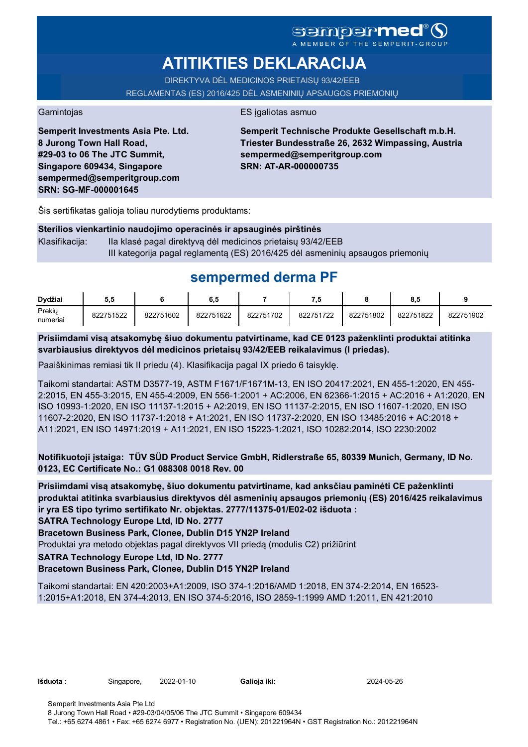sempermed®
A MEMBER OF THE SEMPERIT-GROUP

# ATITIKTIES DEKLARACIJA

DIREKTYVA DĖL MEDICINOS PRIETAISŲ 93/42/EEB
REGLAMENTAS (ES) 2016/425 DĖL ASMENINIŲ APSAUGOS PRIEMONIŲ

Gamintojas

**Semperit Investments Asia Pte. Ltd.**
**8 Jurong Town Hall Road,**
**#29-03 to 06 The JTC Summit,**
**Singapore 609434, Singapore**
**sempermed@semperitgroup.com**
**SRN: SG-MF-000001645**

ES įgaliotas asmuo

**Semperit Technische Produkte Gesellschaft m.b.H.**
**Triester Bundesstraße 26, 2632 Wimpassing, Austria**
**sempermed@semperitgroup.com**
**SRN: AT-AR-000000735**

Šis sertifikatas galioja toliau nurodytiems produktams:

**Sterilios vienkartinio naudojimo operacinės ir apsauginės pirštinės**

Klasifikacija: IIa klasė pagal direktyvą dėl medicinos prietaisų 93/42/EEB
III kategorija pagal reglamentą (ES) 2016/425 dėl asmeninių apsaugos priemonių

## sempermed derma PF

| Dydžiai | 5,5 | 6 | 6,5 | 7 | 7,5 | 8 | 8,5 | 9 |
|---|---|---|---|---|---|---|---|---|
| Prekių numeriai | 822751522 | 822751602 | 822751622 | 822751702 | 822751722 | 822751802 | 822751822 | 822751902 |

**Prisiimdami visą atsakomybę šiuo dokumentu patvirtiname, kad CE 0123 paženklinti produktai atitinka svarbiausius direktyvos dėl medicinos prietaisų 93/42/EEB reikalavimus (I priedas).**

Paaiškinimas remiasi tik II priedu (4). Klasifikacija pagal IX priedo 6 taisyklę.

Taikomi standartai: ASTM D3577-19, ASTM F1671/F1671M-13, EN ISO 20417:2021, EN 455-1:2020, EN 455-2:2015, EN 455-3:2015, EN 455-4:2009, EN 556-1:2001 + AC:2006, EN 62366-1:2015 + AC:2016 + A1:2020, EN ISO 10993-1:2020, EN ISO 11137-1:2015 + A2:2019, EN ISO 11137-2:2015, EN ISO 11607-1:2020, EN ISO 11607-2:2020, EN ISO 11737-1:2018 + A1:2021, EN ISO 11737-2:2020, EN ISO 13485:2016 + AC:2018 + A11:2021, EN ISO 14971:2019 + A11:2021, EN ISO 15223-1:2021, ISO 10282:2014, ISO 2230:2002

**Notifikuotoji įstaiga: TÜV SÜD Product Service GmbH, Ridlerstraße 65, 80339 Munich, Germany, ID No. 0123, EC Certificate No.: G1 088308 0018 Rev. 00**

**Prisiimdami visą atsakomybę, šiuo dokumentu patvirtiname, kad anksčiau paminėti CE paženklinti produktai atitinka svarbiausius direktyvos dėl asmeninių apsaugos priemonių (ES) 2016/425 reikalavimus ir yra ES tipo tyrimo sertifikato Nr. objektas. 2777/11375-01/E02-02 išduota :**
**SATRA Technology Europe Ltd, ID No. 2777**
**Bracetown Business Park, Clonee, Dublin D15 YN2P Ireland**
Produktai yra metodo objektas pagal direktyvos VII priedą (modulis C2) prižiūrint
**SATRA Technology Europe Ltd, ID No. 2777**
**Bracetown Business Park, Clonee, Dublin D15 YN2P Ireland**

Taikomi standartai: EN 420:2003+A1:2009, ISO 374-1:2016/AMD 1:2018, EN 374-2:2014, EN 16523-1:2015+A1:2018, EN 374-4:2013, EN ISO 374-5:2016, ISO 2859-1:1999 AMD 1:2011, EN 421:2010

**Išduota :** Singapore, 2022-01-10 **Galioja iki:** 2024-05-26

Semperit Investments Asia Pte Ltd
8 Jurong Town Hall Road • #29-03/04/05/06 The JTC Summit • Singapore 609434
Tel.: +65 6274 4861 • Fax: +65 6274 6977 • Registration No. (UEN): 201221964N • GST Registration No.: 201221964N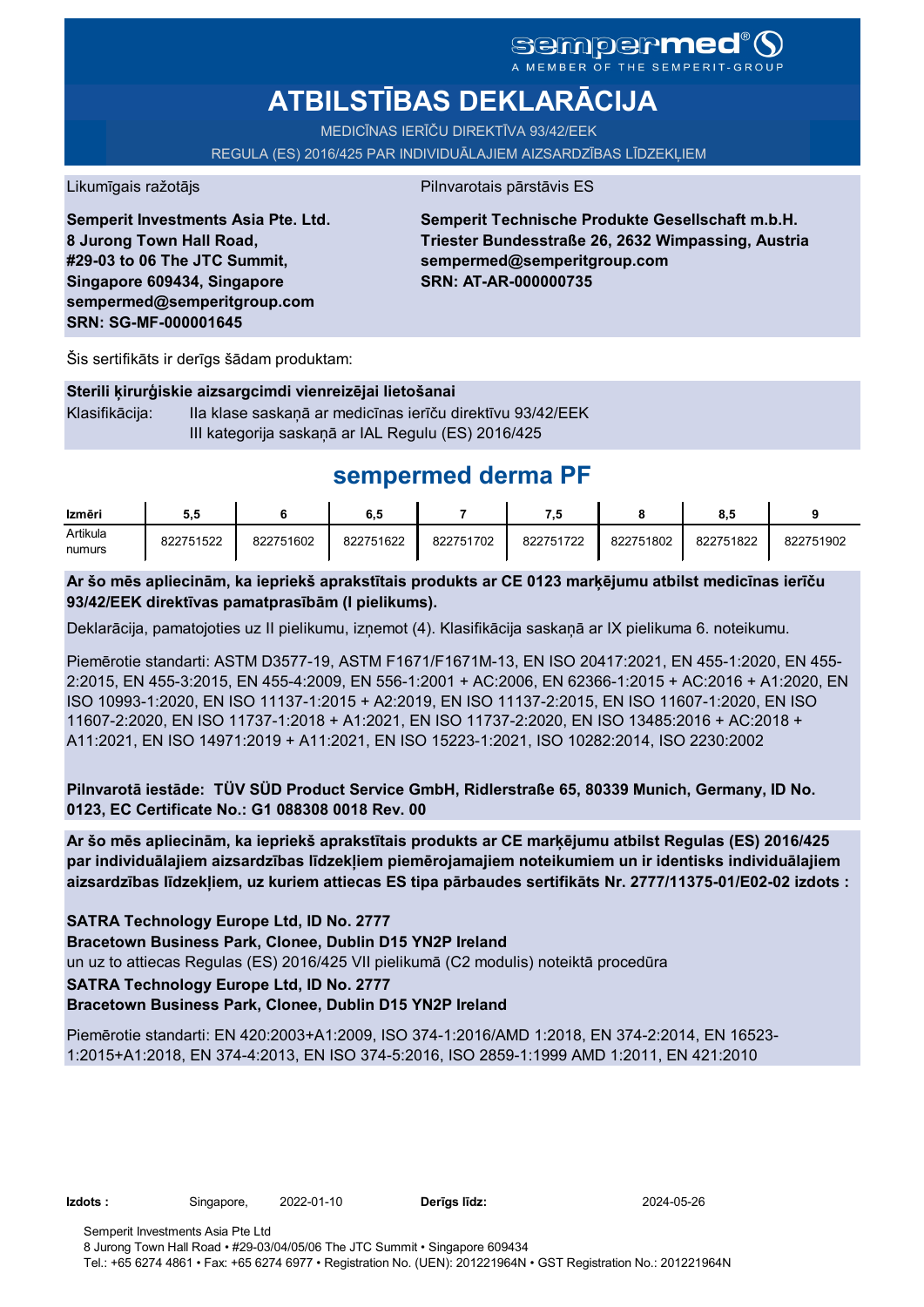sempermed®
A MEMBER OF THE SEMPERIT-GROUP

# ATBILSTĪBAS DEKLARĀCIJA

MEDICĪNAS IERĪČU DIREKTĪVA 93/42/EEK

REGULA (ES) 2016/425 PAR INDIVIDUĀLAJIEM AIZSARDZĪBAS LĪDZEKĻIEM

Likumīgais ražotājs

**Semperit Investments Asia Pte. Ltd.**
**8 Jurong Town Hall Road,**
**#29-03 to 06 The JTC Summit,**
**Singapore 609434, Singapore**
**sempermed@semperitgroup.com**
**SRN: SG-MF-000001645**

Pilnvarotais pārstāvis ES

**Semperit Technische Produkte Gesellschaft m.b.H.**
**Triester Bundesstraße 26, 2632 Wimpassing, Austria**
**sempermed@semperitgroup.com**
**SRN: AT-AR-000000735**

Šis sertifikāts ir derīgs šādam produktam:

**Sterili ķirurģiskie aizsargcimdi vienreizējai lietošanai**

Klasifikācija: IIa klase saskaņā ar medicīnas ierīču direktīvu 93/42/EEK
III kategorija saskaņā ar IAL Regulu (ES) 2016/425

## sempermed derma PF

| Izmēri | 5,5 | 6 | 6,5 | 7 | 7,5 | 8 | 8,5 | 9 |
|---|---|---|---|---|---|---|---|---|
| Artikula numurs | 822751522 | 822751602 | 822751622 | 822751702 | 822751722 | 822751802 | 822751822 | 822751902 |

**Ar šo mēs apliecinām, ka iepriekš aprakstītais produkts ar CE 0123 marķējumu atbilst medicīnas ierīču 93/42/EEK direktīvas pamatprasībām (I pielikums).**

Deklarācija, pamatojoties uz II pielikumu, izņemot (4). Klasifikācija saskaņā ar IX pielikuma 6. noteikumu.

Piemērotie standarti: ASTM D3577-19, ASTM F1671/F1671M-13, EN ISO 20417:2021, EN 455-1:2020, EN 455-2:2015, EN 455-3:2015, EN 455-4:2009, EN 556-1:2001 + AC:2006, EN 62366-1:2015 + AC:2016 + A1:2020, EN ISO 10993-1:2020, EN ISO 11137-1:2015 + A2:2019, EN ISO 11137-2:2015, EN ISO 11607-1:2020, EN ISO 11607-2:2020, EN ISO 11737-1:2018 + A1:2021, EN ISO 11737-2:2020, EN ISO 13485:2016 + AC:2018 + A11:2021, EN ISO 14971:2019 + A11:2021, EN ISO 15223-1:2021, ISO 10282:2014, ISO 2230:2002

**Pilnvarotā iestāde: TÜV SÜD Product Service GmbH, Ridlerstraße 65, 80339 Munich, Germany, ID No. 0123, EC Certificate No.: G1 088308 0018 Rev. 00**

**Ar šo mēs apliecinām, ka iepriekš aprakstītais produkts ar CE marķējumu atbilst Regulas (ES) 2016/425 par individuālajiem aizsardzības līdzekļiem piemērojamajiem noteikumiem un ir identisks individuālajiem aizsardzības līdzekļiem, uz kuriem attiecas ES tipa pārbaudes sertifikāts Nr. 2777/11375-01/E02-02 izdots :**

**SATRA Technology Europe Ltd, ID No. 2777**
**Bracetown Business Park, Clonee, Dublin D15 YN2P Ireland**
un uz to attiecas Regulas (ES) 2016/425 VII pielikumā (C2 modulis) noteiktā procedūra
**SATRA Technology Europe Ltd, ID No. 2777**
**Bracetown Business Park, Clonee, Dublin D15 YN2P Ireland**

Piemērotie standarti: EN 420:2003+A1:2009, ISO 374-1:2016/AMD 1:2018, EN 374-2:2014, EN 16523-1:2015+A1:2018, EN 374-4:2013, EN ISO 374-5:2016, ISO 2859-1:1999 AMD 1:2011, EN 421:2010

**Izdots :** Singapore, 2022-01-10 **Derīgs līdz:** 2024-05-26

Semperit Investments Asia Pte Ltd
8 Jurong Town Hall Road • #29-03/04/05/06 The JTC Summit • Singapore 609434
Tel.: +65 6274 4861 • Fax: +65 6274 6977 • Registration No. (UEN): 201221964N • GST Registration No.: 201221964N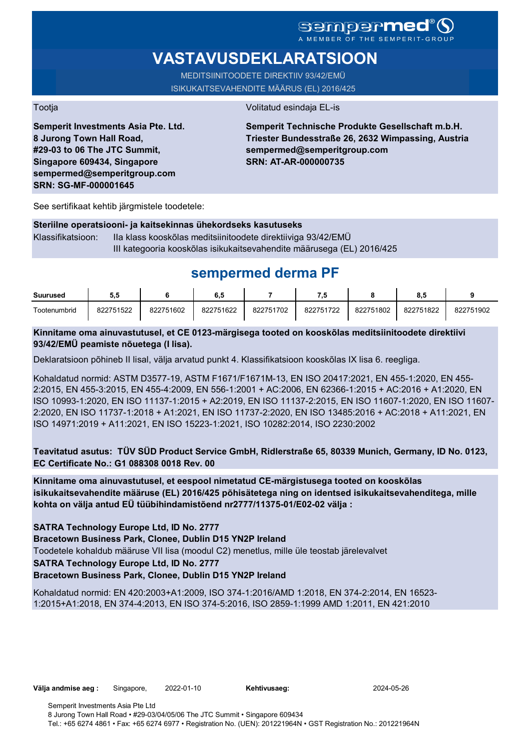sempermed®
A MEMBER OF THE SEMPERIT-GROUP

# VASTAVUSDEKLARATSIOON

MEDITSIINITOODETE DIREKTIIV 93/42/EMÜ
ISIKUKAITSEVAHENDITE MÄÄRUS (EL) 2016/425

Tootja

**Semperit Investments Asia Pte. Ltd.**
**8 Jurong Town Hall Road,**
**#29-03 to 06 The JTC Summit,**
**Singapore 609434, Singapore**
**sempermed@semperitgroup.com**
**SRN: SG-MF-000001645**

Volitatud esindaja EL-is

**Semperit Technische Produkte Gesellschaft m.b.H.**
**Triester Bundesstraße 26, 2632 Wimpassing, Austria**
**sempermed@semperitgroup.com**
**SRN: AT-AR-000000735**

See sertifikaat kehtib järgmistele toodetele:

**Steriilne operatsiooni- ja kaitsekinnas ühekordseks kasutuseks**

Klassifikatsioon: IIa klass kooskõlas meditsiinitoodete direktiiviga 93/42/EMÜ
III kategooria kooskõlas isikukaitsevahendite määrusega (EL) 2016/425

## sempermed derma PF

| Suurused | 5,5 | 6 | 6,5 | 7 | 7,5 | 8 | 8,5 | 9 |
|---|---|---|---|---|---|---|---|---|
| Tootenumbrid | 822751522 | 822751602 | 822751622 | 822751702 | 822751722 | 822751802 | 822751822 | 822751902 |

**Kinnitame oma ainuvastutusel, et CE 0123-märgisega tooted on kooskõlas meditsiinitoodete direktiivi 93/42/EMÜ peamiste nõuetega (I lisa).**

Deklaratsioon põhineb II lisal, välja arvatud punkt 4. Klassifikatsioon kooskõlas IX lisa 6. reegliga.

Kohaldatud normid: ASTM D3577-19, ASTM F1671/F1671M-13, EN ISO 20417:2021, EN 455-1:2020, EN 455-2:2015, EN 455-3:2015, EN 455-4:2009, EN 556-1:2001 + AC:2006, EN 62366-1:2015 + AC:2016 + A1:2020, EN ISO 10993-1:2020, EN ISO 11137-1:2015 + A2:2019, EN ISO 11137-2:2015, EN ISO 11607-1:2020, EN ISO 11607-2:2020, EN ISO 11737-1:2018 + A1:2021, EN ISO 11737-2:2020, EN ISO 13485:2016 + AC:2018 + A11:2021, EN ISO 14971:2019 + A11:2021, EN ISO 15223-1:2021, ISO 10282:2014, ISO 2230:2002

**Teavitatud asutus: TÜV SÜD Product Service GmbH, Ridlerstraße 65, 80339 Munich, Germany, ID No. 0123, EC Certificate No.: G1 088308 0018 Rev. 00**

**Kinnitame oma ainuvastutusel, et eespool nimetatud CE-märgistusega tooted on kooskõlas isikukaitsevahendite määruse (EL) 2016/425 põhisätetega ning on identsed isikukaitsevahenditega, mille kohta on välja antud EÜ tüübihindamistõend nr2777/11375-01/E02-02 välja :**

**SATRA Technology Europe Ltd, ID No. 2777**
**Bracetown Business Park, Clonee, Dublin D15 YN2P Ireland**
Toodetele kohaldub määruse VII lisa (moodul C2) menetlus, mille üle teostab järelevalvet
**SATRA Technology Europe Ltd, ID No. 2777**
**Bracetown Business Park, Clonee, Dublin D15 YN2P Ireland**

Kohaldatud normid: EN 420:2003+A1:2009, ISO 374-1:2016/AMD 1:2018, EN 374-2:2014, EN 16523-1:2015+A1:2018, EN 374-4:2013, EN ISO 374-5:2016, ISO 2859-1:1999 AMD 1:2011, EN 421:2010

**Välja andmise aeg :** Singapore, 2022-01-10 **Kehtivusaeg:** 2024-05-26

Semperit Investments Asia Pte Ltd
8 Jurong Town Hall Road • #29-03/04/05/06 The JTC Summit • Singapore 609434
Tel.: +65 6274 4861 • Fax: +65 6274 6977 • Registration No. (UEN): 201221964N • GST Registration No.: 201221964N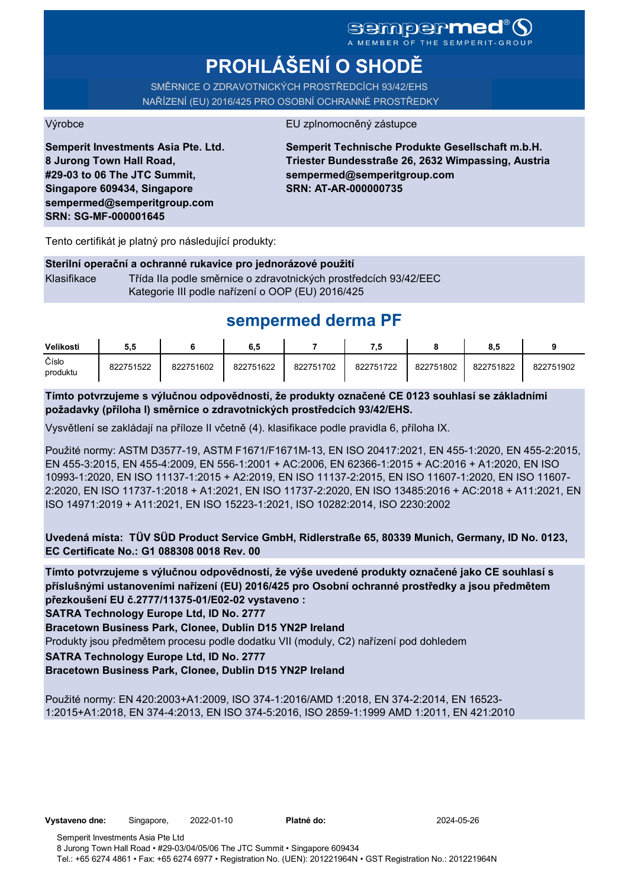sempermed® A MEMBER OF THE SEMPERIT-GROUP

# PROHLÁŠENÍ O SHODĚ

SMĚRNICE O ZDRAVOTNICKÝCH PROSTŘEDCÍCH 93/42/EHS
NAŘÍZENÍ (EU) 2016/425 PRO OSOBNÍ OCHRANNÉ PROSTŘEDKY

Výrobce

**Semperit Investments Asia Pte. Ltd.
8 Jurong Town Hall Road,
#29-03 to 06 The JTC Summit,
Singapore 609434, Singapore
sempermed@semperitgroup.com
SRN: SG-MF-000001645**

EU zplnomocněný zástupce

**Semperit Technische Produkte Gesellschaft m.b.H.
Triester Bundesstraße 26, 2632 Wimpassing, Austria
sempermed@semperitgroup.com
SRN: AT-AR-000000735**

Tento certifikát je platný pro následující produkty:

**Sterilní operační a ochranné rukavice pro jednorázové použití**

Klasifikace: Třída IIa podle směrnice o zdravotnických prostředcích 93/42/EEC
Kategorie III podle nařízení o OOP (EU) 2016/425

## sempermed derma PF

| Velikosti | 5,5 | 6 | 6,5 | 7 | 7,5 | 8 | 8,5 | 9 |
|---|---|---|---|---|---|---|---|---|
| Číslo produktu | 822751522 | 822751602 | 822751622 | 822751702 | 822751722 | 822751802 | 822751822 | 822751902 |

**Tímto potvrzujeme s výlučnou odpovědností, že produkty označené CE 0123 souhlasí se základními požadavky (příloha I) směrnice o zdravotnických prostředcích 93/42/EHS.**

Vysvětlení se zakládají na příloze II včetně (4). klasifikace podle pravidla 6, příloha IX.

Použité normy: ASTM D3577-19, ASTM F1671/F1671M-13, EN ISO 20417:2021, EN 455-1:2020, EN 455-2:2015, EN 455-3:2015, EN 455-4:2009, EN 556-1:2001 + AC:2006, EN 62366-1:2015 + AC:2016 + A1:2020, EN ISO 10993-1:2020, EN ISO 11137-1:2015 + A2:2019, EN ISO 11137-2:2015, EN ISO 11607-1:2020, EN ISO 11607-2:2020, EN ISO 11737-1:2018 + A1:2021, EN ISO 11737-2:2020, EN ISO 13485:2016 + AC:2018 + A11:2021, EN ISO 14971:2019 + A11:2021, EN ISO 15223-1:2021, ISO 10282:2014, ISO 2230:2002

**Uvedená místa: TÜV SÜD Product Service GmbH, Ridlerstraße 65, 80339 Munich, Germany, ID No. 0123, EC Certificate No.: G1 088308 0018 Rev. 00**

**Tímto potvrzujeme s výlučnou odpovědností, že výše uvedené produkty označené jako CE souhlasí s příslušnými ustanoveními nařízení (EU) 2016/425 pro Osobní ochranné prostředky a jsou předmětem přezkoušení EU č.2777/11375-01/E02-02 vystaveno :**
**SATRA Technology Europe Ltd, ID No. 2777**
**Bracetown Business Park, Clonee, Dublin D15 YN2P Ireland**
Produkty jsou předmětem procesu podle dodatku VII (moduly, C2) nařízení pod dohledem
**SATRA Technology Europe Ltd, ID No. 2777**
**Bracetown Business Park, Clonee, Dublin D15 YN2P Ireland**

Použité normy: EN 420:2003+A1:2009, ISO 374-1:2016/AMD 1:2018, EN 374-2:2014, EN 16523-1:2015+A1:2018, EN 374-4:2013, EN ISO 374-5:2016, ISO 2859-1:1999 AMD 1:2011, EN 421:2010

**Vystaveno dne:** Singapore, 2022-01-10 **Platné do:** 2024-05-26

Semperit Investments Asia Pte Ltd
8 Jurong Town Hall Road • #29-03/04/05/06 The JTC Summit • Singapore 609434
Tel.: +65 6274 4861 • Fax: +65 6274 6977 • Registration No. (UEN): 201221964N • GST Registration No.: 201221964N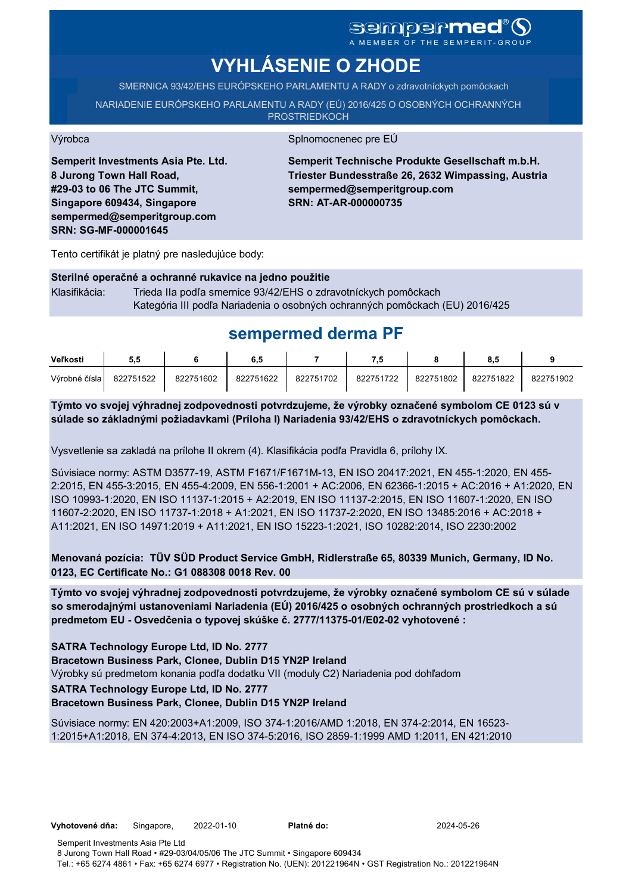sempermed®
A MEMBER OF THE SEMPERIT-GROUP

# VYHLÁSENIE O ZHODE

SMERNICA 93/42/EHS EURÓPSKEHO PARLAMENTU A RADY o zdravotníckych pomôckach

NARIADENIE EURÓPSKEHO PARLAMENTU A RADY (EÚ) 2016/425 O OSOBNÝCH OCHRANNÝCH PROSTRIEDKOCH

Výrobca

**Semperit Investments Asia Pte. Ltd.**
**8 Jurong Town Hall Road,**
**#29-03 to 06 The JTC Summit,**
**Singapore 609434, Singapore**
**sempermed@semperitgroup.com**
**SRN: SG-MF-000001645**

Splnomocnenec pre EÚ

**Semperit Technische Produkte Gesellschaft m.b.H.**
**Triester Bundesstraße 26, 2632 Wimpassing, Austria**
**sempermed@semperitgroup.com**
**SRN: AT-AR-000000735**

Tento certifikát je platný pre nasledujúce body:

**Sterilné operačné a ochranné rukavice na jedno použitie**

Klasifikácia: Trieda IIa podľa smernice 93/42/EHS o zdravotníckych pomôckach
Kategória III podľa Nariadenia o osobných ochranných pomôckach (EU) 2016/425

## sempermed derma PF

| Veľkosti | 5,5 | 6 | 6,5 | 7 | 7,5 | 8 | 8,5 | 9 |
|---|---|---|---|---|---|---|---|---|
| Výrobné čísla | 822751522 | 822751602 | 822751622 | 822751702 | 822751722 | 822751802 | 822751822 | 822751902 |

**Týmto vo svojej výhradnej zodpovednosti potvrdzujeme, že výrobky označené symbolom CE 0123 sú v súlade so základnými požiadavkami (Príloha I) Nariadenia 93/42/EHS o zdravotníckych pomôckach.**

Vysvetlenie sa zakladá na prílohe II okrem (4). Klasifikácia podľa Pravidla 6, prílohy IX.

Súvisiace normy: ASTM D3577-19, ASTM F1671/F1671M-13, EN ISO 20417:2021, EN 455-1:2020, EN 455-2:2015, EN 455-3:2015, EN 455-4:2009, EN 556-1:2001 + AC:2006, EN 62366-1:2015 + AC:2016 + A1:2020, EN ISO 10993-1:2020, EN ISO 11137-1:2015 + A2:2019, EN ISO 11137-2:2015, EN ISO 11607-1:2020, EN ISO 11607-2:2020, EN ISO 11737-1:2018 + A1:2021, EN ISO 11737-2:2020, EN ISO 13485:2016 + AC:2018 + A11:2021, EN ISO 14971:2019 + A11:2021, EN ISO 15223-1:2021, ISO 10282:2014, ISO 2230:2002

**Menovaná pozícia: TÜV SÜD Product Service GmbH, Ridlerstraße 65, 80339 Munich, Germany, ID No. 0123, EC Certificate No.: G1 088308 0018 Rev. 00**

**Týmto vo svojej výhradnej zodpovednosti potvrdzujeme, že výrobky označené symbolom CE sú v súlade so smerodajnými ustanoveniami Nariadenia (EÚ) 2016/425 o osobných ochranných prostriedkoch a sú predmetom EU - Osvedčenia o typovej skúške č. 2777/11375-01/E02-02 vyhotovené :**

**SATRA Technology Europe Ltd, ID No. 2777**
**Bracetown Business Park, Clonee, Dublin D15 YN2P Ireland**
Výrobky sú predmetom konania podľa dodatku VII (moduly C2) Nariadenia pod dohľadom
**SATRA Technology Europe Ltd, ID No. 2777**
**Bracetown Business Park, Clonee, Dublin D15 YN2P Ireland**

Súvisiace normy: EN 420:2003+A1:2009, ISO 374-1:2016/AMD 1:2018, EN 374-2:2014, EN 16523-1:2015+A1:2018, EN 374-4:2013, EN ISO 374-5:2016, ISO 2859-1:1999 AMD 1:2011, EN 421:2010

**Vyhotovené dňa:** Singapore, 2022-01-10 **Platné do:** 2024-05-26

Semperit Investments Asia Pte Ltd
8 Jurong Town Hall Road • #29-03/04/05/06 The JTC Summit • Singapore 609434
Tel.: +65 6274 4861 • Fax: +65 6274 6977 • Registration No. (UEN): 201221964N • GST Registration No.: 201221964N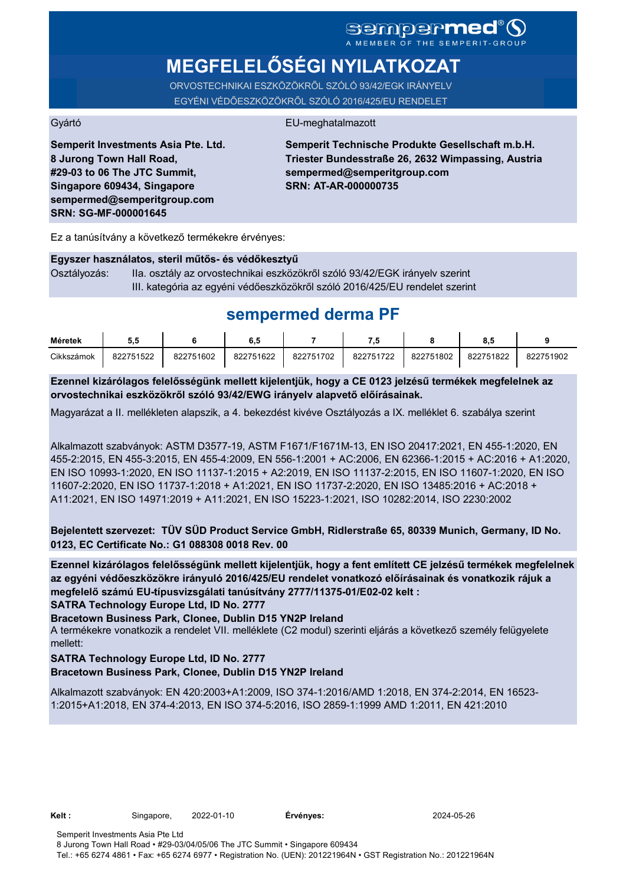sempermed®
A MEMBER OF THE SEMPERIT-GROUP

# MEGFELELŐSÉGI NYILATKOZAT

ORVOSTECHNIKAI ESZKÖZÖKRŐL SZÓLÓ 93/42/EGK IRÁNYELV
EGYÉNI VÉDŐESZKÖZÖKRŐL SZÓLÓ 2016/425/EU RENDELET

Gyártó

**Semperit Investments Asia Pte. Ltd.**
**8 Jurong Town Hall Road,**
**#29-03 to 06 The JTC Summit,**
**Singapore 609434, Singapore**
**sempermed@semperitgroup.com**
**SRN: SG-MF-000001645**

EU-meghatalmazott

**Semperit Technische Produkte Gesellschaft m.b.H.**
**Triester Bundesstraße 26, 2632 Wimpassing, Austria**
**sempermed@semperitgroup.com**
**SRN: AT-AR-000000735**

Ez a tanúsítvány a következő termékekre érvényes:

**Egyszer használatos, steril műtős- és védőkesztyű**

Osztályozás: IIa. osztály az orvostechnikai eszközökről szóló 93/42/EGK irányelv szerint
III. kategória az egyéni védőeszközökről szóló 2016/425/EU rendelet szerint

## sempermed derma PF

| Méretek | 5,5 | 6 | 6,5 | 7 | 7,5 | 8 | 8,5 | 9 |
|---|---|---|---|---|---|---|---|---|
| Cikkszámok | 822751522 | 822751602 | 822751622 | 822751702 | 822751722 | 822751802 | 822751822 | 822751902 |

**Ezennel kizárólagos felelősségünk mellett kijelentjük, hogy a CE 0123 jelzésű termékek megfelelnek az orvostechnikai eszközökről szóló 93/42/EWG irányelv alapvető előírásainak.**

Magyarázat a II. mellékleten alapszik, a 4. bekezdést kivéve Osztályozás a IX. melléklet 6. szabálya szerint

Alkalmazott szabványok: ASTM D3577-19, ASTM F1671/F1671M-13, EN ISO 20417:2021, EN 455-1:2020, EN 455-2:2015, EN 455-3:2015, EN 455-4:2009, EN 556-1:2001 + AC:2006, EN 62366-1:2015 + AC:2016 + A1:2020, EN ISO 10993-1:2020, EN ISO 11137-1:2015 + A2:2019, EN ISO 11137-2:2015, EN ISO 11607-1:2020, EN ISO 11607-2:2020, EN ISO 11737-1:2018 + A1:2021, EN ISO 11737-2:2020, EN ISO 13485:2016 + AC:2018 + A11:2021, EN ISO 14971:2019 + A11:2021, EN ISO 15223-1:2021, ISO 10282:2014, ISO 2230:2002

**Bejelentett szervezet: TÜV SÜD Product Service GmbH, Ridlerstraße 65, 80339 Munich, Germany, ID No. 0123, EC Certificate No.: G1 088308 0018 Rev. 00**

**Ezennel kizárólagos felelősségünk mellett kijelentjük, hogy a fent említett CE jelzésű termékek megfelelnek az egyéni védőeszközökre irányuló 2016/425/EU rendelet vonatkozó előírásainak és vonatkozik rájuk a megfelelő számú EU-típusvizsgálati tanúsítvány 2777/11375-01/E02-02 kelt :**
**SATRA Technology Europe Ltd, ID No. 2777**
**Bracetown Business Park, Clonee, Dublin D15 YN2P Ireland**
A termékekre vonatkozik a rendelet VII. melléklete (C2 modul) szerinti eljárás a következő személy felügyelete mellett:
**SATRA Technology Europe Ltd, ID No. 2777**
**Bracetown Business Park, Clonee, Dublin D15 YN2P Ireland**

Alkalmazott szabványok: EN 420:2003+A1:2009, ISO 374-1:2016/AMD 1:2018, EN 374-2:2014, EN 16523-1:2015+A1:2018, EN 374-4:2013, EN ISO 374-5:2016, ISO 2859-1:1999 AMD 1:2011, EN 421:2010

**Kelt :** Singapore, 2022-01-10 **Érvényes:** 2024-05-26

Semperit Investments Asia Pte Ltd
8 Jurong Town Hall Road • #29-03/04/05/06 The JTC Summit • Singapore 609434
Tel.: +65 6274 4861 • Fax: +65 6274 6977 • Registration No. (UEN): 201221964N • GST Registration No.: 201221964N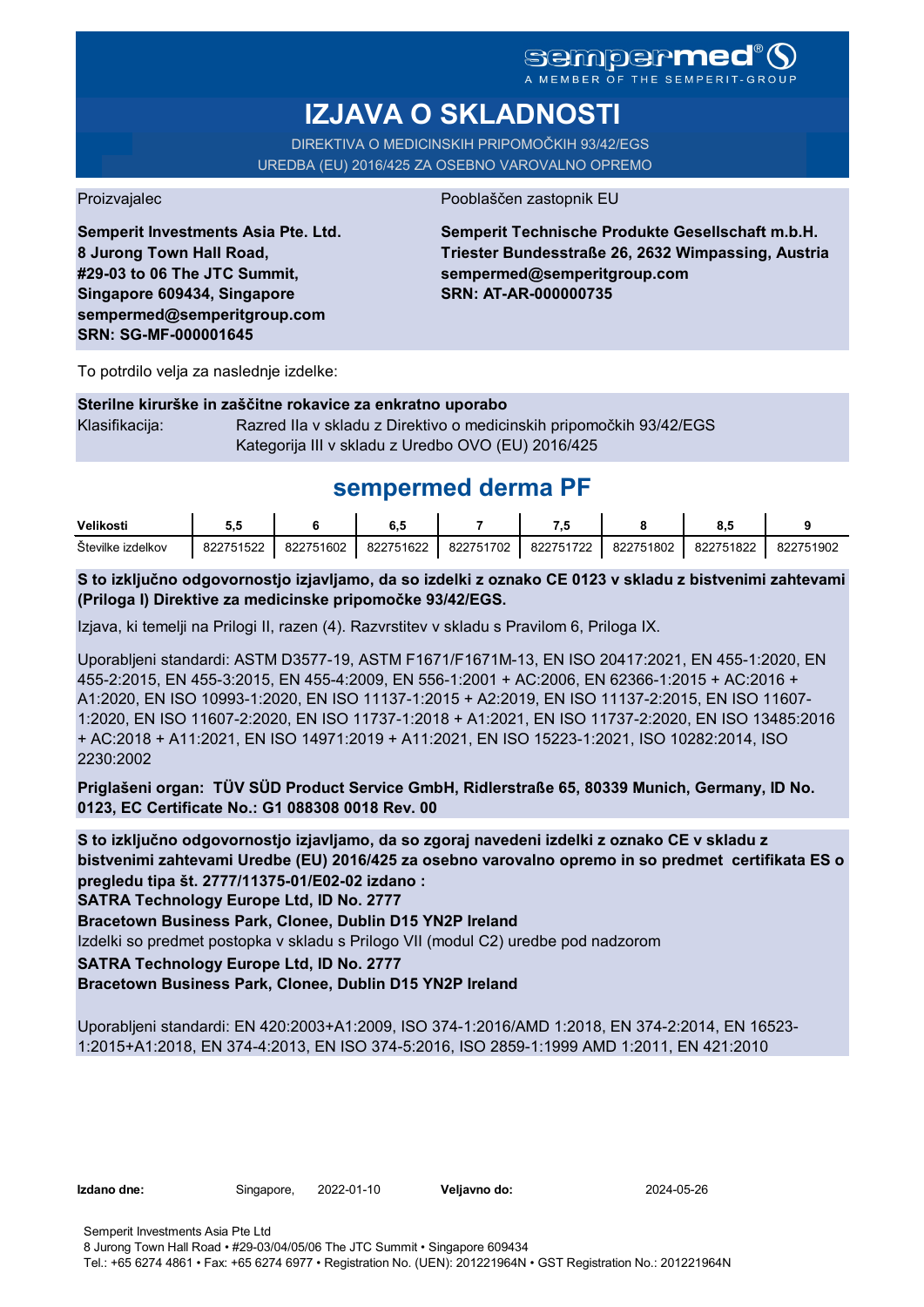sempermed®

A MEMBER OF THE SEMPERIT-GROUP

# IZJAVA O SKLADNOSTI

DIREKTIVA O MEDICINSKIH PRIPOMOČKIH 93/42/EGS
UREDBA (EU) 2016/425 ZA OSEBNO VAROVALNO OPREMO

Proizvajalec

**Semperit Investments Asia Pte. Ltd.**
**8 Jurong Town Hall Road,**
**#29-03 to 06 The JTC Summit,**
**Singapore 609434, Singapore**
**sempermed@semperitgroup.com**
**SRN: SG-MF-000001645**

Pooblaščen zastopnik EU

**Semperit Technische Produkte Gesellschaft m.b.H.**
**Triester Bundesstraße 26, 2632 Wimpassing, Austria**
**sempermed@semperitgroup.com**
**SRN: AT-AR-000000735**

To potrdilo velja za naslednje izdelke:

**Sterilne kirurške in zaščitne rokavice za enkratno uporabo**

Klasifikacija: Razred IIa v skladu z Direktivo o medicinskih pripomočkih 93/42/EGS
Kategorija III v skladu z Uredbo OVO (EU) 2016/425

## sempermed derma PF

| Velikosti | 5,5 | 6 | 6,5 | 7 | 7,5 | 8 | 8,5 | 9 |
|---|---|---|---|---|---|---|---|---|
| Številke izdelkov | 822751522 | 822751602 | 822751622 | 822751702 | 822751722 | 822751802 | 822751822 | 822751902 |

**S to izključno odgovornostjo izjavljamo, da so izdelki z oznako CE 0123 v skladu z bistvenimi zahtevami (Priloga I) Direktive za medicinske pripomočke 93/42/EGS.**

Izjava, ki temelji na Prilogi II, razen (4). Razvrstitev v skladu s Pravilom 6, Priloga IX.

Uporabljeni standardi: ASTM D3577-19, ASTM F1671/F1671M-13, EN ISO 20417:2021, EN 455-1:2020, EN 455-2:2015, EN 455-3:2015, EN 455-4:2009, EN 556-1:2001 + AC:2006, EN 62366-1:2015 + AC:2016 + A1:2020, EN ISO 10993-1:2020, EN ISO 11137-1:2015 + A2:2019, EN ISO 11137-2:2015, EN ISO 11607-1:2020, EN ISO 11607-2:2020, EN ISO 11737-1:2018 + A1:2021, EN ISO 11737-2:2020, EN ISO 13485:2016 + AC:2018 + A11:2021, EN ISO 14971:2019 + A11:2021, EN ISO 15223-1:2021, ISO 10282:2014, ISO 2230:2002

**Priglašeni organ: TÜV SÜD Product Service GmbH, Ridlerstraße 65, 80339 Munich, Germany, ID No. 0123, EC Certificate No.: G1 088308 0018 Rev. 00**

**S to izključno odgovornostjo izjavljamo, da so zgoraj navedeni izdelki z oznako CE v skladu z bistvenimi zahtevami Uredbe (EU) 2016/425 za osebno varovalno opremo in so predmet certifikata ES o pregledu tipa št. 2777/11375-01/E02-02 izdano :**
**SATRA Technology Europe Ltd, ID No. 2777**
**Bracetown Business Park, Clonee, Dublin D15 YN2P Ireland**
Izdelki so predmet postopka v skladu s Prilogo VII (modul C2) uredbe pod nadzorom
**SATRA Technology Europe Ltd, ID No. 2777**
**Bracetown Business Park, Clonee, Dublin D15 YN2P Ireland**

Uporabljeni standardi: EN 420:2003+A1:2009, ISO 374-1:2016/AMD 1:2018, EN 374-2:2014, EN 16523-1:2015+A1:2018, EN 374-4:2013, EN ISO 374-5:2016, ISO 2859-1:1999 AMD 1:2011, EN 421:2010

**Izdano dne:** Singapore, 2022-01-10 **Veljavno do:** 2024-05-26

Semperit Investments Asia Pte Ltd
8 Jurong Town Hall Road • #29-03/04/05/06 The JTC Summit • Singapore 609434
Tel.: +65 6274 4861 • Fax: +65 6274 6977 • Registration No. (UEN): 201221964N • GST Registration No.: 201221964N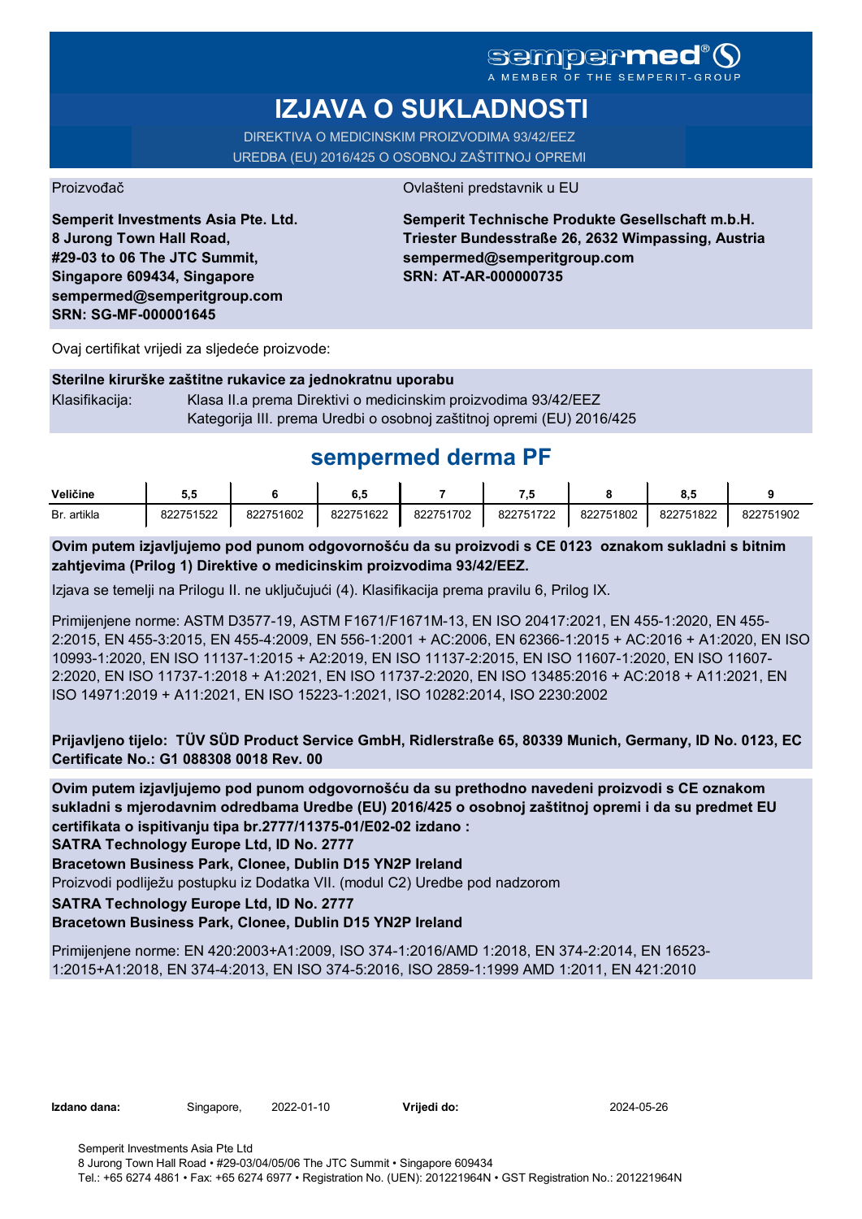sempermed®
A MEMBER OF THE SEMPERIT-GROUP

# IZJAVA O SUKLADNOSTI

DIREKTIVA O MEDICINSKIM PROIZVODIMA 93/42/EEZ
UREDBA (EU) 2016/425 O OSOBNOJ ZAŠTITNOJ OPREMI

Proizvođač

**Semperit Investments Asia Pte. Ltd.**
**8 Jurong Town Hall Road,**
**#29-03 to 06 The JTC Summit,**
**Singapore 609434, Singapore**
**sempermed@semperitgroup.com**
**SRN: SG-MF-000001645**

Ovlašteni predstavnik u EU

**Semperit Technische Produkte Gesellschaft m.b.H.**
**Triester Bundesstraße 26, 2632 Wimpassing, Austria**
**sempermed@semperitgroup.com**
**SRN: AT-AR-000000735**

Ovaj certifikat vrijedi za sljedeće proizvode:

**Sterilne kirurške zaštitne rukavice za jednokratnu uporabu**

Klasifikacija: Klasa II.a prema Direktivi o medicinskim proizvodima 93/42/EEZ
Kategorija III. prema Uredbi o osobnoj zaštitnoj opremi (EU) 2016/425

## sempermed derma PF

| Veličine | 5,5 | 6 | 6,5 | 7 | 7,5 | 8 | 8,5 | 9 |
|---|---|---|---|---|---|---|---|---|
| Br. artikla | 822751522 | 822751602 | 822751622 | 822751702 | 822751722 | 822751802 | 822751822 | 822751902 |

**Ovim putem izjavljujemo pod punom odgovornošću da su proizvodi s CE 0123 oznakom sukladni s bitnim zahtjevima (Prilog 1) Direktive o medicinskim proizvodima 93/42/EEZ.**

Izjava se temelji na Prilogu II. ne uključujući (4). Klasifikacija prema pravilu 6, Prilog IX.

Primijenjene norme: ASTM D3577-19, ASTM F1671/F1671M-13, EN ISO 20417:2021, EN 455-1:2020, EN 455-2:2015, EN 455-3:2015, EN 455-4:2009, EN 556-1:2001 + AC:2006, EN 62366-1:2015 + AC:2016 + A1:2020, EN ISO 10993-1:2020, EN ISO 11137-1:2015 + A2:2019, EN ISO 11137-2:2015, EN ISO 11607-1:2020, EN ISO 11607-2:2020, EN ISO 11737-1:2018 + A1:2021, EN ISO 11737-2:2020, EN ISO 13485:2016 + AC:2018 + A11:2021, EN ISO 14971:2019 + A11:2021, EN ISO 15223-1:2021, ISO 10282:2014, ISO 2230:2002

**Prijavljeno tijelo: TÜV SÜD Product Service GmbH, Ridlerstraße 65, 80339 Munich, Germany, ID No. 0123, EC Certificate No.: G1 088308 0018 Rev. 00**

**Ovim putem izjavljujemo pod punom odgovornošću da su prethodno navedeni proizvodi s CE oznakom sukladni s mjerodavnim odredbama Uredbe (EU) 2016/425 o osobnoj zaštitnoj opremi i da su predmet EU certifikata o ispitivanju tipa br.2777/11375-01/E02-02 izdano :**
**SATRA Technology Europe Ltd, ID No. 2777**
**Bracetown Business Park, Clonee, Dublin D15 YN2P Ireland**
Proizvodi podliježu postupku iz Dodatka VII. (modul C2) Uredbe pod nadzorom
**SATRA Technology Europe Ltd, ID No. 2777**
**Bracetown Business Park, Clonee, Dublin D15 YN2P Ireland**

Primijenjene norme: EN 420:2003+A1:2009, ISO 374-1:2016/AMD 1:2018, EN 374-2:2014, EN 16523-1:2015+A1:2018, EN 374-4:2013, EN ISO 374-5:2016, ISO 2859-1:1999 AMD 1:2011, EN 421:2010

**Izdano dana:** Singapore, 2022-01-10 **Vrijedi do:** 2024-05-26

Semperit Investments Asia Pte Ltd
8 Jurong Town Hall Road • #29-03/04/05/06 The JTC Summit • Singapore 609434
Tel.: +65 6274 4861 • Fax: +65 6274 6977 • Registration No. (UEN): 201221964N • GST Registration No.: 201221964N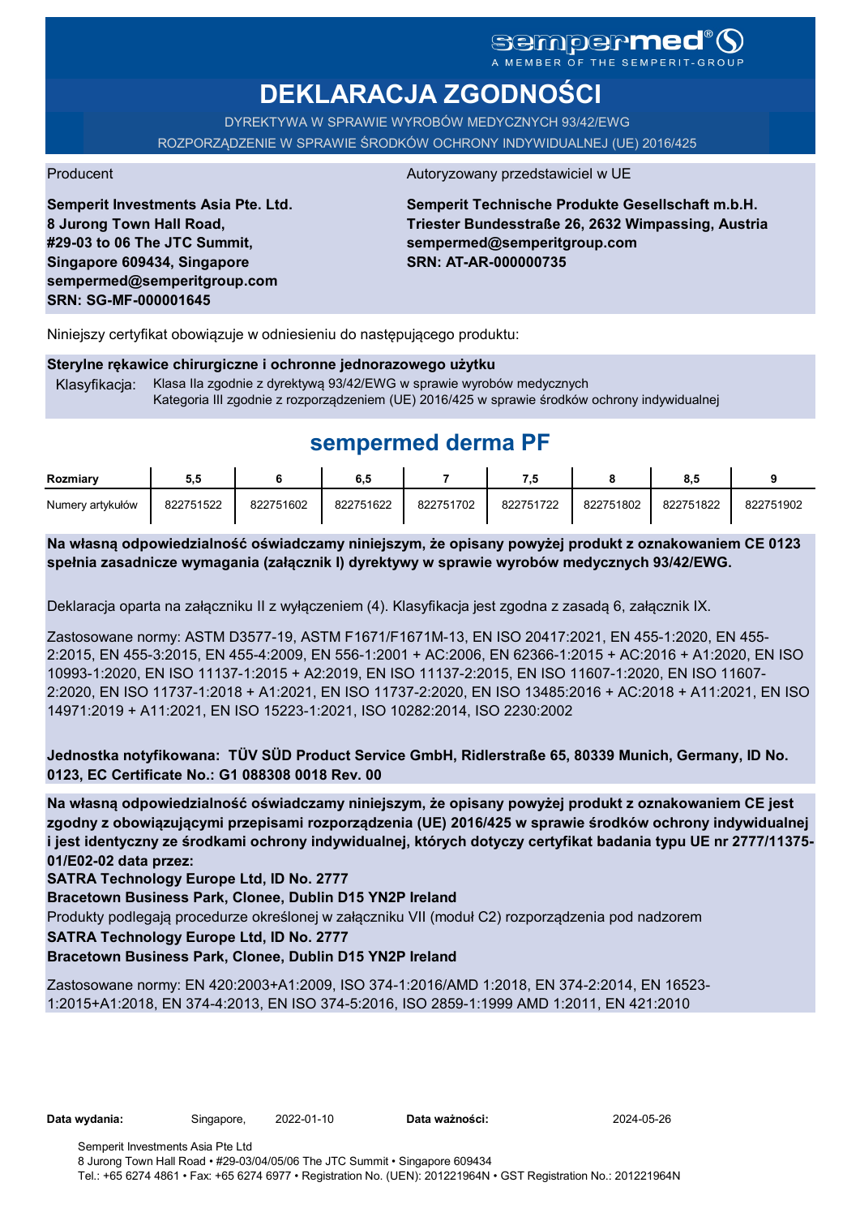sempermed®
A MEMBER OF THE SEMPERIT-GROUP

# DEKLARACJA ZGODNOŚCI

DYREKTYWA W SPRAWIE WYROBÓW MEDYCZNYCH 93/42/EWG
ROZPORZĄDZENIE W SPRAWIE ŚRODKÓW OCHRONY INDYWIDUALNEJ (UE) 2016/425

Producent

**Semperit Investments Asia Pte. Ltd.**
**8 Jurong Town Hall Road,**
**#29-03 to 06 The JTC Summit,**
**Singapore 609434, Singapore**
**sempermed@semperitgroup.com**
**SRN: SG-MF-000001645**

Autoryzowany przedstawiciel w UE

**Semperit Technische Produkte Gesellschaft m.b.H.**
**Triester Bundesstraße 26, 2632 Wimpassing, Austria**
**sempermed@semperitgroup.com**
**SRN: AT-AR-000000735**

Niniejszy certyfikat obowiązuje w odniesieniu do następującego produktu:

**Sterylne rękawice chirurgiczne i ochronne jednorazowego użytku**

Klasyfikacja: Klasa IIa zgodnie z dyrektywą 93/42/EWG w sprawie wyrobów medycznych
Kategoria III zgodnie z rozporządzeniem (UE) 2016/425 w sprawie środków ochrony indywidualnej

## sempermed derma PF

| Rozmiary | 5,5 | 6 | 6,5 | 7 | 7,5 | 8 | 8,5 | 9 |
|---|---|---|---|---|---|---|---|---|
| Numery artykułów | 822751522 | 822751602 | 822751622 | 822751702 | 822751722 | 822751802 | 822751822 | 822751902 |

**Na własną odpowiedzialność oświadczamy niniejszym, że opisany powyżej produkt z oznakowaniem CE 0123 spełnia zasadnicze wymagania (załącznik I) dyrektywy w sprawie wyrobów medycznych 93/42/EWG.**

Deklaracja oparta na załączniku II z wyłączeniem (4). Klasyfikacja jest zgodna z zasadą 6, załącznik IX.

Zastosowane normy: ASTM D3577-19, ASTM F1671/F1671M-13, EN ISO 20417:2021, EN 455-1:2020, EN 455-2:2015, EN 455-3:2015, EN 455-4:2009, EN 556-1:2001 + AC:2006, EN 62366-1:2015 + AC:2016 + A1:2020, EN ISO 10993-1:2020, EN ISO 11137-1:2015 + A2:2019, EN ISO 11137-2:2015, EN ISO 11607-1:2020, EN ISO 11607-2:2020, EN ISO 11737-1:2018 + A1:2021, EN ISO 11737-2:2020, EN ISO 13485:2016 + AC:2018 + A11:2021, EN ISO 14971:2019 + A11:2021, EN ISO 15223-1:2021, ISO 10282:2014, ISO 2230:2002

**Jednostka notyfikowana: TÜV SÜD Product Service GmbH, Ridlerstraße 65, 80339 Munich, Germany, ID No. 0123, EC Certificate No.: G1 088308 0018 Rev. 00**

**Na własną odpowiedzialność oświadczamy niniejszym, że opisany powyżej produkt z oznakowaniem CE jest zgodny z obowiązującymi przepisami rozporządzenia (UE) 2016/425 w sprawie środków ochrony indywidualnej i jest identyczny ze środkami ochrony indywidualnej, których dotyczy certyfikat badania typu UE nr 2777/11375-01/E02-02 data przez:**
**SATRA Technology Europe Ltd, ID No. 2777**
**Bracetown Business Park, Clonee, Dublin D15 YN2P Ireland**
Produkty podlegają procedurze określonej w załączniku VII (moduł C2) rozporządzenia pod nadzorem
**SATRA Technology Europe Ltd, ID No. 2777**
**Bracetown Business Park, Clonee, Dublin D15 YN2P Ireland**

Zastosowane normy: EN 420:2003+A1:2009, ISO 374-1:2016/AMD 1:2018, EN 374-2:2014, EN 16523-1:2015+A1:2018, EN 374-4:2013, EN ISO 374-5:2016, ISO 2859-1:1999 AMD 1:2011, EN 421:2010

**Data wydania:** Singapore, 2022-01-10 **Data ważności:** 2024-05-26

Semperit Investments Asia Pte Ltd
8 Jurong Town Hall Road • #29-03/04/05/06 The JTC Summit • Singapore 609434
Tel.: +65 6274 4861 • Fax: +65 6274 6977 • Registration No. (UEN): 201221964N • GST Registration No.: 201221964N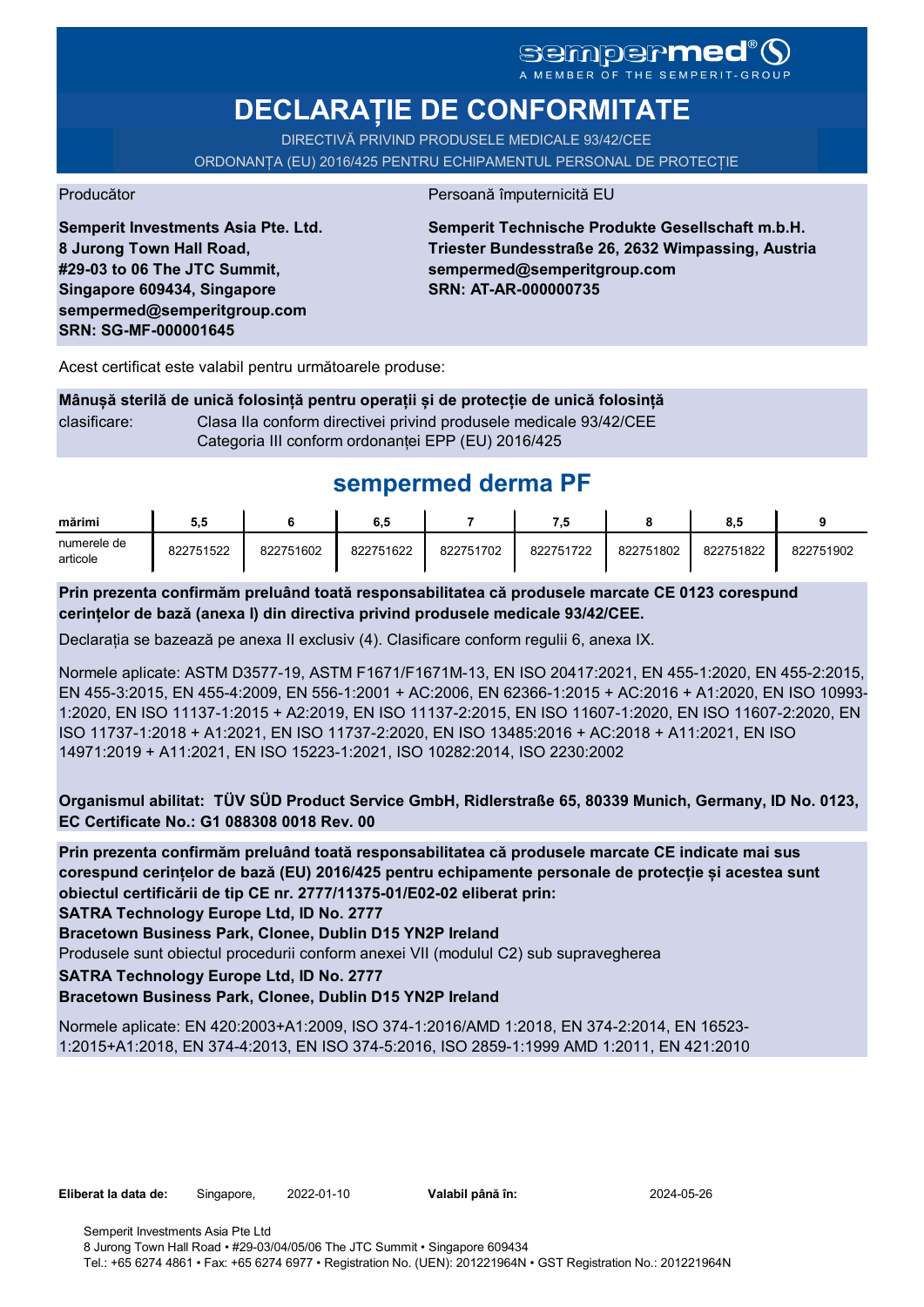sempermed®
A MEMBER OF THE SEMPERIT-GROUP

# DECLARAȚIE DE CONFORMITATE

DIRECTIVĂ PRIVIND PRODUSELE MEDICALE 93/42/CEE
ORDONANȚA (EU) 2016/425 PENTRU ECHIPAMENTUL PERSONAL DE PROTECȚIE

Producător

**Semperit Investments Asia Pte. Ltd.**
**8 Jurong Town Hall Road,**
**#29-03 to 06 The JTC Summit,**
**Singapore 609434, Singapore**
**sempermed@semperitgroup.com**
**SRN: SG-MF-000001645**

Persoană împuternicită EU

**Semperit Technische Produkte Gesellschaft m.b.H.**
**Triester Bundesstraße 26, 2632 Wimpassing, Austria**
**sempermed@semperitgroup.com**
**SRN: AT-AR-000000735**

Acest certificat este valabil pentru următoarele produse:

**Mânușă sterilă de unică folosință pentru operații și de protecție de unică folosință**

clasificare: Clasa IIa conform directivei privind produsele medicale 93/42/CEE
Categoria III conform ordonanței EPP (EU) 2016/425

## sempermed derma PF

| mărimi | 5,5 | 6 | 6,5 | 7 | 7,5 | 8 | 8,5 | 9 |
|---|---|---|---|---|---|---|---|---|
| numerele de articole | 822751522 | 822751602 | 822751622 | 822751702 | 822751722 | 822751802 | 822751822 | 822751902 |

**Prin prezenta confirmăm preluând toată responsabilitatea că produsele marcate CE 0123 corespund cerințelor de bază (anexa I) din directiva privind produsele medicale 93/42/CEE.**

Declarația se bazează pe anexa II exclusiv (4). Clasificare conform regulii 6, anexa IX.

Normele aplicate: ASTM D3577-19, ASTM F1671/F1671M-13, EN ISO 20417:2021, EN 455-1:2020, EN 455-2:2015, EN 455-3:2015, EN 455-4:2009, EN 556-1:2001 + AC:2006, EN 62366-1:2015 + AC:2016 + A1:2020, EN ISO 10993-1:2020, EN ISO 11137-1:2015 + A2:2019, EN ISO 11137-2:2015, EN ISO 11607-1:2020, EN ISO 11607-2:2020, EN ISO 11737-1:2018 + A1:2021, EN ISO 11737-2:2020, EN ISO 13485:2016 + AC:2018 + A11:2021, EN ISO 14971:2019 + A11:2021, EN ISO 15223-1:2021, ISO 10282:2014, ISO 2230:2002

**Organismul abilitat: TÜV SÜD Product Service GmbH, Ridlerstraße 65, 80339 Munich, Germany, ID No. 0123, EC Certificate No.: G1 088308 0018 Rev. 00**

**Prin prezenta confirmăm preluând toată responsabilitatea că produsele marcate CE indicate mai sus corespund cerințelor de bază (EU) 2016/425 pentru echipamente personale de protecție și acestea sunt obiectul certificării de tip CE nr. 2777/11375-01/E02-02 eliberat prin:**
**SATRA Technology Europe Ltd, ID No. 2777**
**Bracetown Business Park, Clonee, Dublin D15 YN2P Ireland**
Produsele sunt obiectul procedurii conform anexei VII (modulul C2) sub supravegherea
**SATRA Technology Europe Ltd, ID No. 2777**
**Bracetown Business Park, Clonee, Dublin D15 YN2P Ireland**

Normele aplicate: EN 420:2003+A1:2009, ISO 374-1:2016/AMD 1:2018, EN 374-2:2014, EN 16523-1:2015+A1:2018, EN 374-4:2013, EN ISO 374-5:2016, ISO 2859-1:1999 AMD 1:2011, EN 421:2010

**Eliberat la data de:** Singapore, 2022-01-10 **Valabil până în:** 2024-05-26

Semperit Investments Asia Pte Ltd
8 Jurong Town Hall Road • #29-03/04/05/06 The JTC Summit • Singapore 609434
Tel.: +65 6274 4861 • Fax: +65 6274 6977 • Registration No. (UEN): 201221964N • GST Registration No.: 201221964N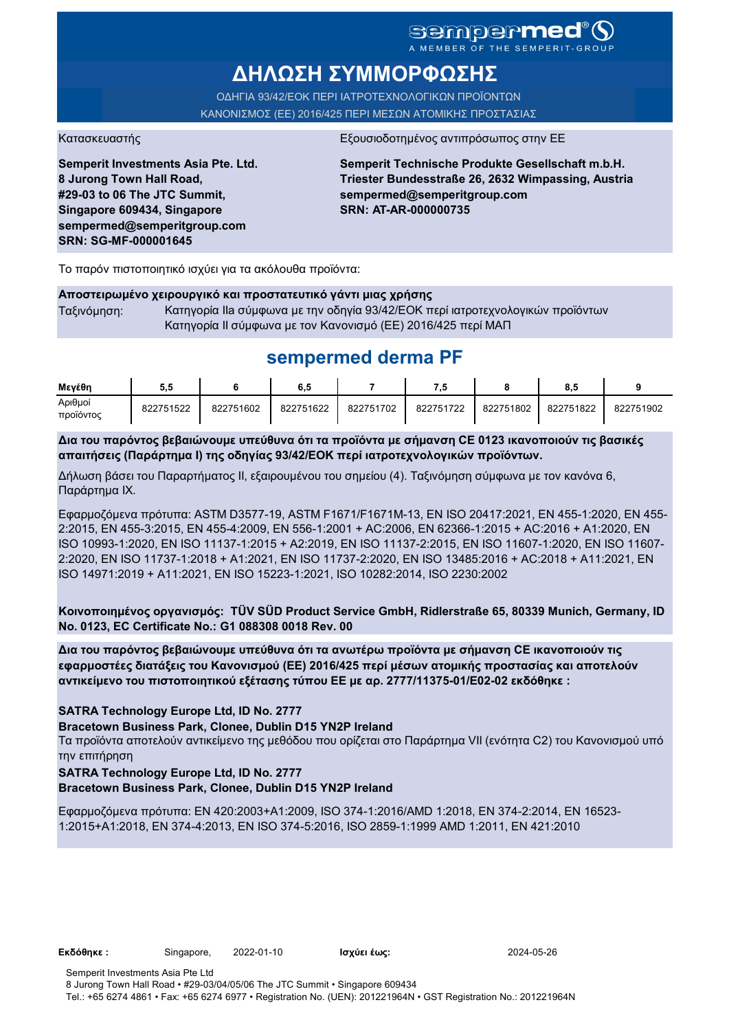# ΔΗΛΩΣΗ ΣΥΜΜΟΡΦΩΣΗΣ

ΟΔΗΓΙΑ 93/42/ΕΟΚ ΠΕΡΙ ΙΑΤΡΟΤΕΧΝΟΛΟΓΙΚΩΝ ΠΡΟΪΟΝΤΩΝ
ΚΑΝΟΝΙΣΜΟΣ (ΕΕ) 2016/425 ΠΕΡΙ ΜΕΣΩΝ ΑΤΟΜΙΚΗΣ ΠΡΟΣΤΑΣΙΑΣ

Κατασκευαστής

**Semperit Investments Asia Pte. Ltd.**
**8 Jurong Town Hall Road,**
**#29-03 to 06 The JTC Summit,**
**Singapore 609434, Singapore**
**sempermed@semperitgroup.com**
**SRN: SG-MF-000001645**

Εξουσιοδοτημένος αντιπρόσωπος στην ΕΕ

**Semperit Technische Produkte Gesellschaft m.b.H.**
**Triester Bundesstraße 26, 2632 Wimpassing, Austria**
**sempermed@semperitgroup.com**
**SRN: AT-AR-000000735**

Το παρόν πιστοποιητικό ισχύει για τα ακόλουθα προϊόντα:

**Αποστειρωμένο χειρουργικό και προστατευτικό γάντι μιας χρήσης**

Ταξινόμηση: Κατηγορία IIa σύμφωνα με την οδηγία 93/42/ΕΟΚ περί ιατροτεχνολογικών προϊόντων
Κατηγορία II σύμφωνα με τον Κανονισμό (ΕΕ) 2016/425 περί ΜΑΠ

## sempermed derma PF

| Μεγέθη | 5,5 | 6 | 6,5 | 7 | 7,5 | 8 | 8,5 | 9 |
|---|---|---|---|---|---|---|---|---|
| Αριθμοί προϊόντος | 822751522 | 822751602 | 822751622 | 822751702 | 822751722 | 822751802 | 822751822 | 822751902 |

**Δια του παρόντος βεβαιώνουμε υπεύθυνα ότι τα προϊόντα με σήμανση CE 0123 ικανοποιούν τις βασικές απαιτήσεις (Παράρτημα I) της οδηγίας 93/42/ΕΟΚ περί ιατροτεχνολογικών προϊόντων.**

Δήλωση βάσει του Παραρτήματος II, εξαιρουμένου του σημείου (4). Ταξινόμηση σύμφωνα με τον κανόνα 6, Παράρτημα IX.

Εφαρμοζόμενα πρότυπα: ASTM D3577-19, ASTM F1671/F1671M-13, EN ISO 20417:2021, EN 455-1:2020, EN 455-2:2015, EN 455-3:2015, EN 455-4:2009, EN 556-1:2001 + AC:2006, EN 62366-1:2015 + AC:2016 + A1:2020, EN ISO 10993-1:2020, EN ISO 11137-1:2015 + A2:2019, EN ISO 11137-2:2015, EN ISO 11607-1:2020, EN ISO 11607-2:2020, EN ISO 11737-1:2018 + A1:2021, EN ISO 11737-2:2020, EN ISO 13485:2016 + AC:2018 + A11:2021, EN ISO 14971:2019 + A11:2021, EN ISO 15223-1:2021, ISO 10282:2014, ISO 2230:2002

**Κοινοποιημένος οργανισμός: TÜV SÜD Product Service GmbH, Ridlerstraße 65, 80339 Munich, Germany, ID No. 0123, EC Certificate No.: G1 088308 0018 Rev. 00**

**Δια του παρόντος βεβαιώνουμε υπεύθυνα ότι τα ανωτέρω προϊόντα με σήμανση CE ικανοποιούν τις εφαρμοστέες διατάξεις του Κανονισμού (ΕΕ) 2016/425 περί μέσων ατομικής προστασίας και αποτελούν αντικείμενο του πιστοποιητικού εξέτασης τύπου ΕΕ με αρ. 2777/11375-01/E02-02 εκδόθηκε :**

**SATRA Technology Europe Ltd, ID No. 2777**
**Bracetown Business Park, Clonee, Dublin D15 YN2P Ireland**
Τα προϊόντα αποτελούν αντικείμενο της μεθόδου που ορίζεται στο Παράρτημα VII (ενότητα C2) του Κανονισμού υπό την επιτήρηση
**SATRA Technology Europe Ltd, ID No. 2777**
**Bracetown Business Park, Clonee, Dublin D15 YN2P Ireland**

Εφαρμοζόμενα πρότυπα: EN 420:2003+A1:2009, ISO 374-1:2016/AMD 1:2018, EN 374-2:2014, EN 16523-1:2015+A1:2018, EN 374-4:2013, EN ISO 374-5:2016, ISO 2859-1:1999 AMD 1:2011, EN 421:2010

**Εκδόθηκε :** Singapore, 2022-01-10 **Ισχύει έως:** 2024-05-26

Semperit Investments Asia Pte Ltd
8 Jurong Town Hall Road • #29-03/04/05/06 The JTC Summit • Singapore 609434
Tel.: +65 6274 4861 • Fax: +65 6274 6977 • Registration No. (UEN): 201221964N • GST Registration No.: 201221964N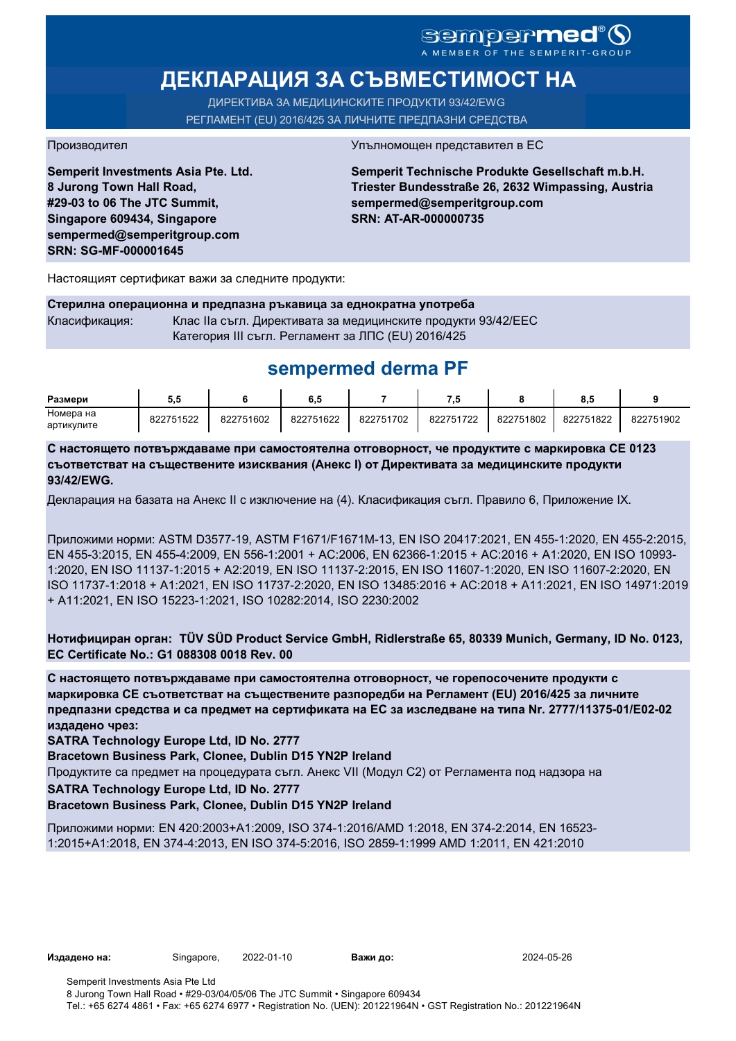sempermed®

A MEMBER OF THE SEMPERIT-GROUP

# ДЕКЛАРАЦИЯ ЗА СЪВМЕСТИМОСТ НА

ДИРЕКТИВА ЗА МЕДИЦИНСКИТЕ ПРОДУКТИ 93/42/EWG

РЕГЛАМЕНТ (EU) 2016/425 ЗА ЛИЧНИТЕ ПРЕДПАЗНИ СРЕДСТВА

Производител

**Semperit Investments Asia Pte. Ltd.**
**8 Jurong Town Hall Road,**
**#29-03 to 06 The JTC Summit,**
**Singapore 609434, Singapore**
**sempermed@semperitgroup.com**
**SRN: SG-MF-000001645**

Упълномощен представител в ЕС

**Semperit Technische Produkte Gesellschaft m.b.H.**
**Triester Bundesstraße 26, 2632 Wimpassing, Austria**
**sempermed@semperitgroup.com**
**SRN: AT-AR-000000735**

Настоящият сертификат важи за следните продукти:

**Стерилна операционна и предпазна ръкавица за еднократна употреба**

Класификация: Клас IIa съгл. Директивата за медицинските продукти 93/42/EEC
Категория III съгл. Регламент за ЛПС (EU) 2016/425

## sempermed derma PF

| **Размери** | **5,5** | **6** | **6,5** | **7** | **7,5** | **8** | **8,5** | **9** |
|---|---|---|---|---|---|---|---|---|
| Номера на артикулите | 822751522 | 822751602 | 822751622 | 822751702 | 822751722 | 822751802 | 822751822 | 822751902 |

**С настоящето потвърждаваме при самостоятелна отговорност, че продуктите с маркировка CE 0123 съответстват на съществените изисквания (Анекс I) от Директивата за медицинските продукти 93/42/EWG.**

Декларация на базата на Анекс II с изключение на (4). Класификация съгл. Правило 6, Приложение IX.

Приложими норми: ASTM D3577-19, ASTM F1671/F1671M-13, EN ISO 20417:2021, EN 455-1:2020, EN 455-2:2015, EN 455-3:2015, EN 455-4:2009, EN 556-1:2001 + AC:2006, EN 62366-1:2015 + AC:2016 + A1:2020, EN ISO 10993-1:2020, EN ISO 11137-1:2015 + A2:2019, EN ISO 11137-2:2015, EN ISO 11607-1:2020, EN ISO 11607-2:2020, EN ISO 11737-1:2018 + A1:2021, EN ISO 11737-2:2020, EN ISO 13485:2016 + AC:2018 + A11:2021, EN ISO 14971:2019 + A11:2021, EN ISO 15223-1:2021, ISO 10282:2014, ISO 2230:2002

**Нотифициран орган: TÜV SÜD Product Service GmbH, Ridlerstraße 65, 80339 Munich, Germany, ID No. 0123, EC Certificate No.: G1 088308 0018 Rev. 00**

**С настоящето потвърждаваме при самостоятелна отговорност, че горепосочените продукти с маркировка CE съответстват на съществените разпоредби на Регламент (EU) 2016/425 за личните предпазни средства и са предмет на сертификата на ЕС за изследване на типа Nr. 2777/11375-01/E02-02 издадено чрез:**

**SATRA Technology Europe Ltd, ID No. 2777**
**Bracetown Business Park, Clonee, Dublin D15 YN2P Ireland**

Продуктите са предмет на процедурата съгл. Анекс VII (Модул C2) от Регламента под надзора на

**SATRA Technology Europe Ltd, ID No. 2777**
**Bracetown Business Park, Clonee, Dublin D15 YN2P Ireland**

Приложими норми: EN 420:2003+A1:2009, ISO 374-1:2016/AMD 1:2018, EN 374-2:2014, EN 16523-1:2015+A1:2018, EN 374-4:2013, EN ISO 374-5:2016, ISO 2859-1:1999 AMD 1:2011, EN 421:2010

**Издадено на:** Singapore, 2022-01-10 **Важи до:** 2024-05-26

Semperit Investments Asia Pte Ltd
8 Jurong Town Hall Road • #29-03/04/05/06 The JTC Summit • Singapore 609434
Tel.: +65 6274 4861 • Fax: +65 6274 6977 • Registration No. (UEN): 201221964N • GST Registration No.: 201221964N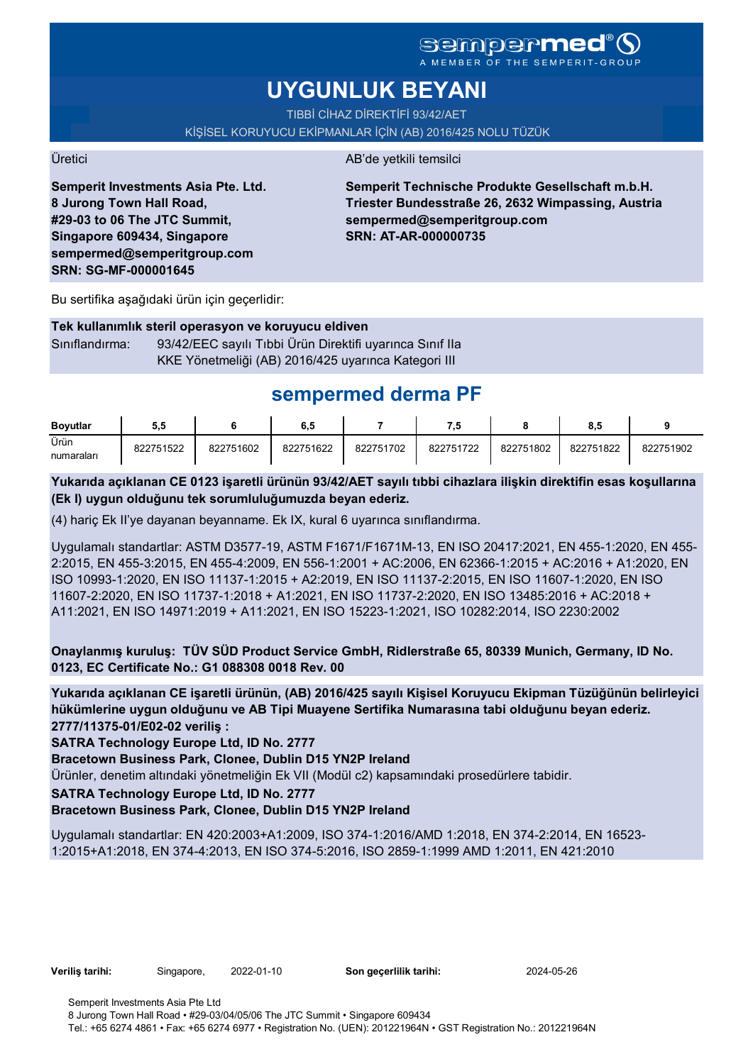sempermed®

A MEMBER OF THE SEMPERIT-GROUP

# UYGUNLUK BEYANI

TIBBİ CİHAZ DİREKTİFİ 93/42/AET

KİŞİSEL KORUYUCU EKİPMANLAR İÇİN (AB) 2016/425 NOLU TÜZÜK

Üretici

**Semperit Investments Asia Pte. Ltd.**
**8 Jurong Town Hall Road,**
**#29-03 to 06 The JTC Summit,**
**Singapore 609434, Singapore**
**sempermed@semperitgroup.com**
**SRN: SG-MF-000001645**

AB'de yetkili temsilci

**Semperit Technische Produkte Gesellschaft m.b.H.**
**Triester Bundesstraße 26, 2632 Wimpassing, Austria**
**sempermed@semperitgroup.com**
**SRN: AT-AR-000000735**

Bu sertifika aşağıdaki ürün için geçerlidir:

**Tek kullanımlık steril operasyon ve koruyucu eldiven**

Sınıflandırma: 93/42/EEC sayılı Tıbbi Ürün Direktifi uyarınca Sınıf IIa
KKE Yönetmeliği (AB) 2016/425 uyarınca Kategori III

## sempermed derma PF

| Boyutlar | 5,5 | 6 | 6,5 | 7 | 7,5 | 8 | 8,5 | 9 |
|---|---|---|---|---|---|---|---|---|
| Ürün numaraları | 822751522 | 822751602 | 822751622 | 822751702 | 822751722 | 822751802 | 822751822 | 822751902 |

**Yukarıda açıklanan CE 0123 işaretli ürünün 93/42/AET sayılı tıbbi cihazlara ilişkin direktifin esas koşullarına (Ek I) uygun olduğunu tek sorumluluğumuzda beyan ederiz.**

(4) hariç Ek II'ye dayanan beyanname. Ek IX, kural 6 uyarınca sınıflandırma.

Uygulamalı standartlar: ASTM D3577-19, ASTM F1671/F1671M-13, EN ISO 20417:2021, EN 455-1:2020, EN 455-2:2015, EN 455-3:2015, EN 455-4:2009, EN 556-1:2001 + AC:2006, EN 62366-1:2015 + AC:2016 + A1:2020, EN ISO 10993-1:2020, EN ISO 11137-1:2015 + A2:2019, EN ISO 11137-2:2015, EN ISO 11607-1:2020, EN ISO 11607-2:2020, EN ISO 11737-1:2018 + A1:2021, EN ISO 11737-2:2020, EN ISO 13485:2016 + AC:2018 + A11:2021, EN ISO 14971:2019 + A11:2021, EN ISO 15223-1:2021, ISO 10282:2014, ISO 2230:2002

**Onaylanmış kuruluş: TÜV SÜD Product Service GmbH, Ridlerstraße 65, 80339 Munich, Germany, ID No. 0123, EC Certificate No.: G1 088308 0018 Rev. 00**

**Yukarıda açıklanan CE işaretli ürünün, (AB) 2016/425 sayılı Kişisel Koruyucu Ekipman Tüzüğünün belirleyici hükümlerine uygun olduğunu ve AB Tipi Muayene Sertifika Numarasına tabi olduğunu beyan ederiz. 2777/11375-01/E02-02 veriliş :**

**SATRA Technology Europe Ltd, ID No. 2777**

**Bracetown Business Park, Clonee, Dublin D15 YN2P Ireland**

Ürünler, denetim altındaki yönetmeliğin Ek VII (Modül c2) kapsamındaki prosedürlere tabidir.

**SATRA Technology Europe Ltd, ID No. 2777**

**Bracetown Business Park, Clonee, Dublin D15 YN2P Ireland**

Uygulamalı standartlar: EN 420:2003+A1:2009, ISO 374-1:2016/AMD 1:2018, EN 374-2:2014, EN 16523-1:2015+A1:2018, EN 374-4:2013, EN ISO 374-5:2016, ISO 2859-1:1999 AMD 1:2011, EN 421:2010

**Veriliş tarihi:** Singapore, 2022-01-10 **Son geçerlilik tarihi:** 2024-05-26

Semperit Investments Asia Pte Ltd
8 Jurong Town Hall Road • #29-03/04/05/06 The JTC Summit • Singapore 609434
Tel.: +65 6274 4861 • Fax: +65 6274 6977 • Registration No. (UEN): 201221964N • GST Registration No.: 201221964N